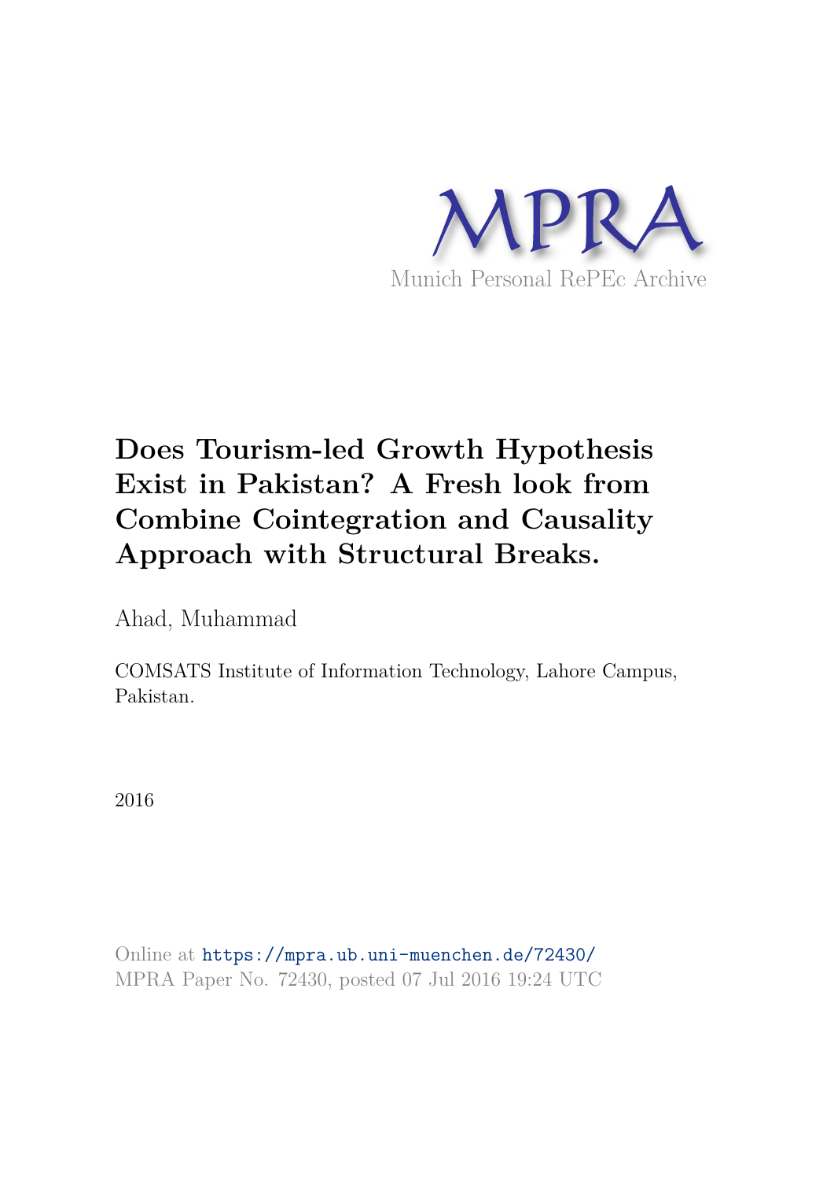# MPRA

Munich Personal RePEc Archive

# Does Tourism-led Growth Hypothesis Exist in Pakistan? A Fresh look from Combine Cointegration and Causality Approach with Structural Breaks.

Ahad, Muhammad

COMSATS Institute of Information Technology, Lahore Campus, Pakistan.

2016

Online at https://mpra.ub.uni-muenchen.de/72430/
MPRA Paper No. 72430, posted 07 Jul 2016 19:24 UTC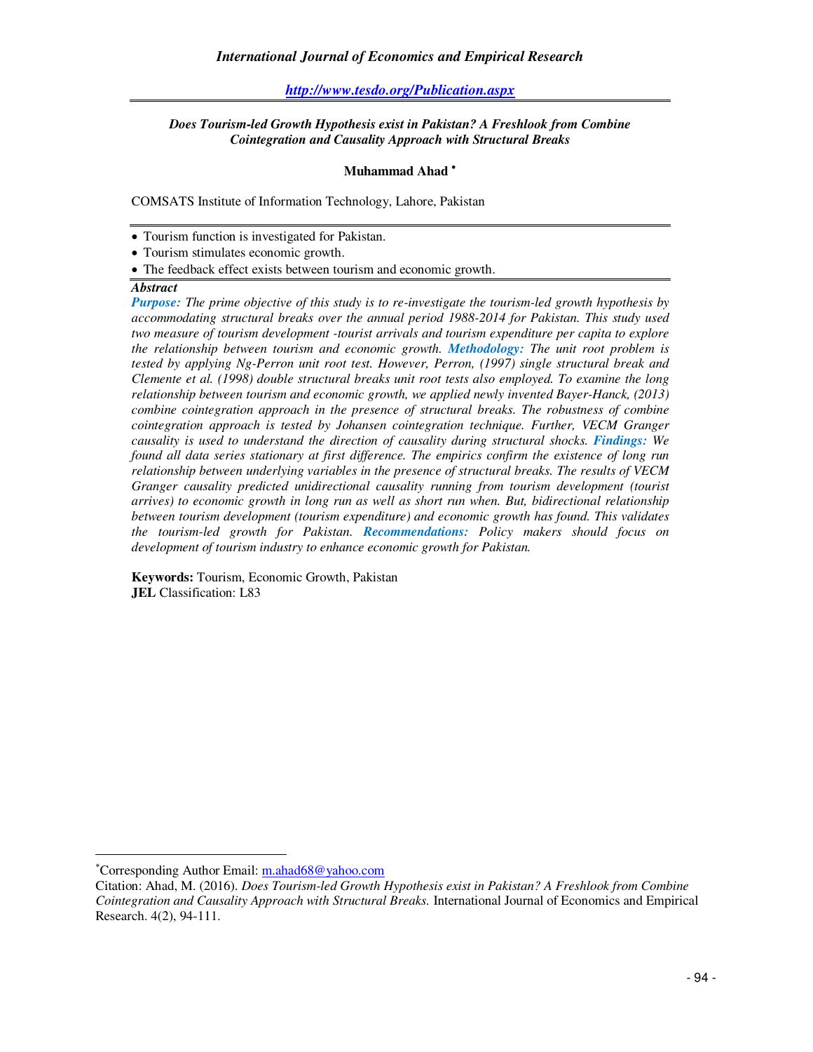*Does Tourism-led Growth Hypothesis exist in Pakistan? A Freshlook from Combine Cointegration and Causality Approach with Structural Breaks*

**Muhammad Ahad** [*]

COMSATS Institute of Information Technology, Lahore, Pakistan

- Tourism function is investigated for Pakistan.
- Tourism stimulates economic growth.
- The feedback effect exists between tourism and economic growth.

***Abstract***

***Purpose:*** *The prime objective of this study is to re-investigate the tourism-led growth hypothesis by accommodating structural breaks over the annual period 1988-2014 for Pakistan. This study used two measure of tourism development -tourist arrivals and tourism expenditure per capita to explore the relationship between tourism and economic growth.* ***Methodology:*** *The unit root problem is tested by applying Ng-Perron unit root test. However, Perron, (1997) single structural break and Clemente et al. (1998) double structural breaks unit root tests also employed. To examine the long relationship between tourism and economic growth, we applied newly invented Bayer-Hanck, (2013) combine cointegration approach in the presence of structural breaks. The robustness of combine cointegration approach is tested by Johansen cointegration technique. Further, VECM Granger causality is used to understand the direction of causality during structural shocks.* ***Findings:*** *We found all data series stationary at first difference. The empirics confirm the existence of long run relationship between underlying variables in the presence of structural breaks. The results of VECM Granger causality predicted unidirectional causality running from tourism development (tourist arrives) to economic growth in long run as well as short run when. But, bidirectional relationship between tourism development (tourism expenditure) and economic growth has found. This validates the tourism-led growth for Pakistan.* ***Recommendations:*** *Policy makers should focus on development of tourism industry to enhance economic growth for Pakistan.*

**Keywords:** Tourism, Economic Growth, Pakistan
**JEL** Classification: L83

---

[*]Corresponding Author Email: m.ahad68@yahoo.com

Citation: Ahad, M. (2016). *Does Tourism-led Growth Hypothesis exist in Pakistan? A Freshlook from Combine Cointegration and Causality Approach with Structural Breaks.* International Journal of Economics and Empirical Research. 4(2), 94-111.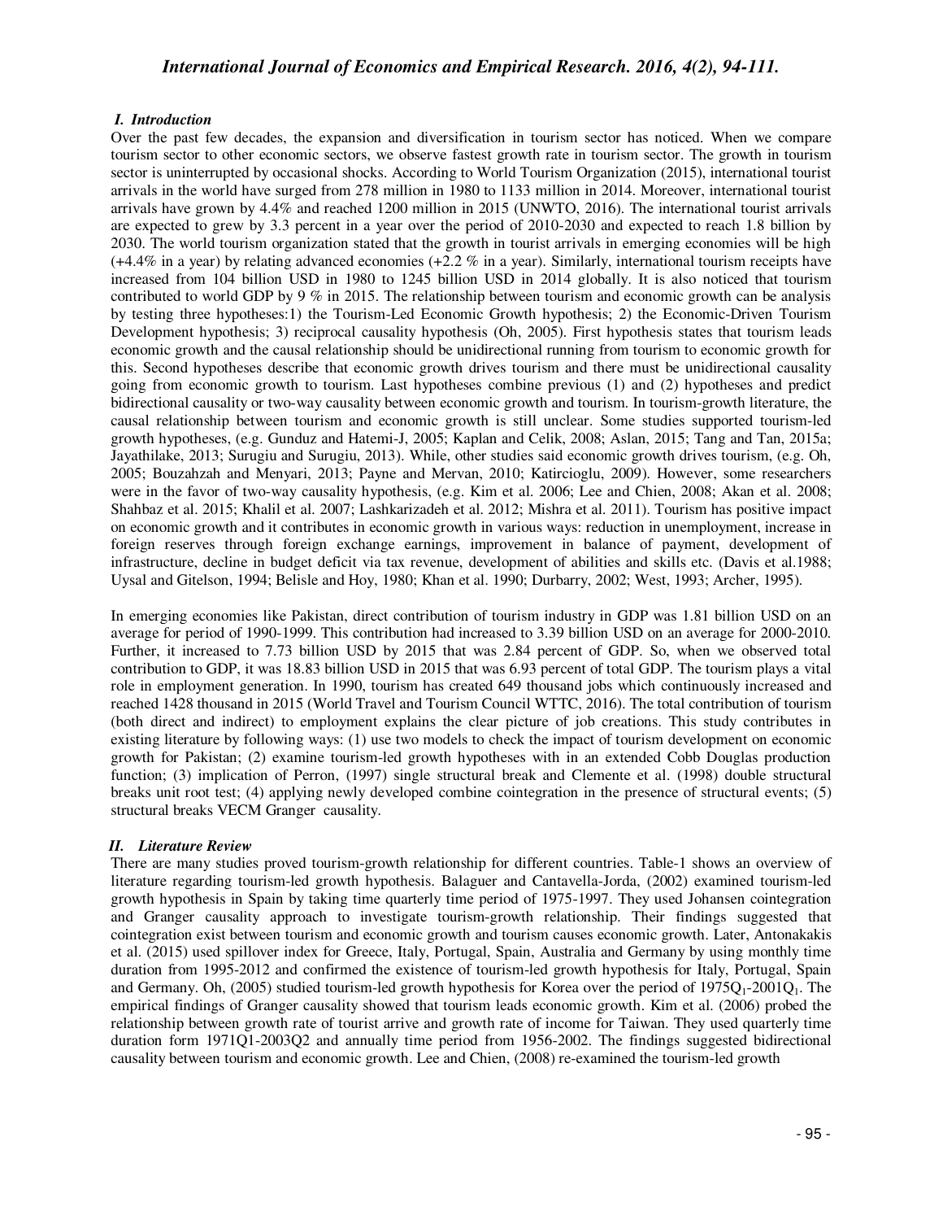### *I. Introduction*

Over the past few decades, the expansion and diversification in tourism sector has noticed. When we compare tourism sector to other economic sectors, we observe fastest growth rate in tourism sector. The growth in tourism sector is uninterrupted by occasional shocks. According to World Tourism Organization (2015), international tourist arrivals in the world have surged from 278 million in 1980 to 1133 million in 2014. Moreover, international tourist arrivals have grown by 4.4% and reached 1200 million in 2015 (UNWTO, 2016). The international tourist arrivals are expected to grew by 3.3 percent in a year over the period of 2010-2030 and expected to reach 1.8 billion by 2030. The world tourism organization stated that the growth in tourist arrivals in emerging economies will be high (+4.4% in a year) by relating advanced economies (+2.2 % in a year). Similarly, international tourism receipts have increased from 104 billion USD in 1980 to 1245 billion USD in 2014 globally. It is also noticed that tourism contributed to world GDP by 9 % in 2015. The relationship between tourism and economic growth can be analysis by testing three hypotheses:1) the Tourism-Led Economic Growth hypothesis; 2) the Economic-Driven Tourism Development hypothesis; 3) reciprocal causality hypothesis (Oh, 2005). First hypothesis states that tourism leads economic growth and the causal relationship should be unidirectional running from tourism to economic growth for this. Second hypotheses describe that economic growth drives tourism and there must be unidirectional causality going from economic growth to tourism. Last hypotheses combine previous (1) and (2) hypotheses and predict bidirectional causality or two-way causality between economic growth and tourism. In tourism-growth literature, the causal relationship between tourism and economic growth is still unclear. Some studies supported tourism-led growth hypotheses, (e.g. Gunduz and Hatemi-J, 2005; Kaplan and Celik, 2008; Aslan, 2015; Tang and Tan, 2015a; Jayathilake, 2013; Surugiu and Surugiu, 2013). While, other studies said economic growth drives tourism, (e.g. Oh, 2005; Bouzahzah and Menyari, 2013; Payne and Mervan, 2010; Katircioglu, 2009). However, some researchers were in the favor of two-way causality hypothesis, (e.g. Kim et al. 2006; Lee and Chien, 2008; Akan et al. 2008; Shahbaz et al. 2015; Khalil et al. 2007; Lashkarizadeh et al. 2012; Mishra et al. 2011). Tourism has positive impact on economic growth and it contributes in economic growth in various ways: reduction in unemployment, increase in foreign reserves through foreign exchange earnings, improvement in balance of payment, development of infrastructure, decline in budget deficit via tax revenue, development of abilities and skills etc. (Davis et al.1988; Uysal and Gitelson, 1994; Belisle and Hoy, 1980; Khan et al. 1990; Durbarry, 2002; West, 1993; Archer, 1995).

In emerging economies like Pakistan, direct contribution of tourism industry in GDP was 1.81 billion USD on an average for period of 1990-1999. This contribution had increased to 3.39 billion USD on an average for 2000-2010. Further, it increased to 7.73 billion USD by 2015 that was 2.84 percent of GDP. So, when we observed total contribution to GDP, it was 18.83 billion USD in 2015 that was 6.93 percent of total GDP. The tourism plays a vital role in employment generation. In 1990, tourism has created 649 thousand jobs which continuously increased and reached 1428 thousand in 2015 (World Travel and Tourism Council WTTC, 2016). The total contribution of tourism (both direct and indirect) to employment explains the clear picture of job creations. This study contributes in existing literature by following ways: (1) use two models to check the impact of tourism development on economic growth for Pakistan; (2) examine tourism-led growth hypotheses with in an extended Cobb Douglas production function; (3) implication of Perron, (1997) single structural break and Clemente et al. (1998) double structural breaks unit root test; (4) applying newly developed combine cointegration in the presence of structural events; (5) structural breaks VECM Granger causality.

### *II. Literature Review*

There are many studies proved tourism-growth relationship for different countries. Table-1 shows an overview of literature regarding tourism-led growth hypothesis. Balaguer and Cantavella-Jorda, (2002) examined tourism-led growth hypothesis in Spain by taking time quarterly time period of 1975-1997. They used Johansen cointegration and Granger causality approach to investigate tourism-growth relationship. Their findings suggested that cointegration exist between tourism and economic growth and tourism causes economic growth. Later, Antonakakis et al. (2015) used spillover index for Greece, Italy, Portugal, Spain, Australia and Germany by using monthly time duration from 1995-2012 and confirmed the existence of tourism-led growth hypothesis for Italy, Portugal, Spain and Germany. Oh, (2005) studied tourism-led growth hypothesis for Korea over the period of $1975Q_1$-$2001Q_1$. The empirical findings of Granger causality showed that tourism leads economic growth. Kim et al. (2006) probed the relationship between growth rate of tourist arrive and growth rate of income for Taiwan. They used quarterly time duration form 1971Q1-2003Q2 and annually time period from 1956-2002. The findings suggested bidirectional causality between tourism and economic growth. Lee and Chien, (2008) re-examined the tourism-led growth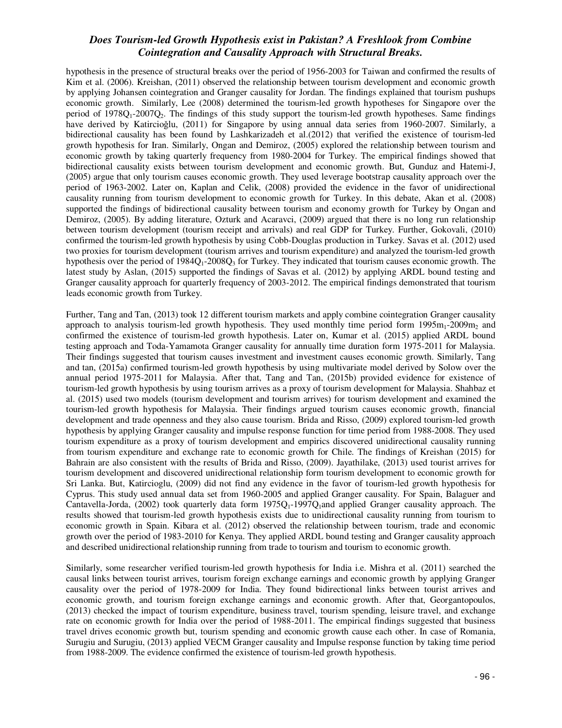hypothesis in the presence of structural breaks over the period of 1956-2003 for Taiwan and confirmed the results of Kim et al. (2006). Kreishan, (2011) observed the relationship between tourism development and economic growth by applying Johansen cointegration and Granger causality for Jordan. The findings explained that tourism pushups economic growth. Similarly, Lee (2008) determined the tourism-led growth hypotheses for Singapore over the period of $1978Q_1$-$2007Q_2$. The findings of this study support the tourism-led growth hypotheses. Same findings have derived by Katircioğlu, (2011) for Singapore by using annual data series from 1960-2007. Similarly, a bidirectional causality has been found by Lashkarizadeh et al.(2012) that verified the existence of tourism-led growth hypothesis for Iran. Similarly, Ongan and Demiroz, (2005) explored the relationship between tourism and economic growth by taking quarterly frequency from 1980-2004 for Turkey. The empirical findings showed that bidirectional causality exists between tourism development and economic growth. But, Gunduz and Hatemi-J, (2005) argue that only tourism causes economic growth. They used leverage bootstrap causality approach over the period of 1963-2002. Later on, Kaplan and Celik, (2008) provided the evidence in the favor of unidirectional causality running from tourism development to economic growth for Turkey. In this debate, Akan et al. (2008) supported the findings of bidirectional causality between tourism and economy growth for Turkey by Ongan and Demiroz, (2005). By adding literature, Ozturk and Acaravci, (2009) argued that there is no long run relationship between tourism development (tourism receipt and arrivals) and real GDP for Turkey. Further, Gokovali, (2010) confirmed the tourism-led growth hypothesis by using Cobb-Douglas production in Turkey. Savas et al. (2012) used two proxies for tourism development (tourism arrives and tourism expenditure) and analyzed the tourism-led growth hypothesis over the period of $1984Q_1$-$2008Q_3$ for Turkey. They indicated that tourism causes economic growth. The latest study by Aslan, (2015) supported the findings of Savas et al. (2012) by applying ARDL bound testing and Granger causality approach for quarterly frequency of 2003-2012. The empirical findings demonstrated that tourism leads economic growth from Turkey.

Further, Tang and Tan, (2013) took 12 different tourism markets and apply combine cointegration Granger causality approach to analysis tourism-led growth hypothesis. They used monthly time period form $1995m_1$-$2009m_2$ and confirmed the existence of tourism-led growth hypothesis. Later on, Kumar et al. (2015) applied ARDL bound testing approach and Toda-Yamamota Granger causality for annually time duration form 1975-2011 for Malaysia. Their findings suggested that tourism causes investment and investment causes economic growth. Similarly, Tang and tan, (2015a) confirmed tourism-led growth hypothesis by using multivariate model derived by Solow over the annual period 1975-2011 for Malaysia. After that, Tang and Tan, (2015b) provided evidence for existence of tourism-led growth hypothesis by using tourism arrives as a proxy of tourism development for Malaysia. Shahbaz et al. (2015) used two models (tourism development and tourism arrives) for tourism development and examined the tourism-led growth hypothesis for Malaysia. Their findings argued tourism causes economic growth, financial development and trade openness and they also cause tourism. Brida and Risso, (2009) explored tourism-led growth hypothesis by applying Granger causality and impulse response function for time period from 1988-2008. They used tourism expenditure as a proxy of tourism development and empirics discovered unidirectional causality running from tourism expenditure and exchange rate to economic growth for Chile. The findings of Kreishan (2015) for Bahrain are also consistent with the results of Brida and Risso, (2009). Jayathilake, (2013) used tourist arrives for tourism development and discovered unidirectional relationship form tourism development to economic growth for Sri Lanka. But, Katircioglu, (2009) did not find any evidence in the favor of tourism-led growth hypothesis for Cyprus. This study used annual data set from 1960-2005 and applied Granger causality. For Spain, Balaguer and Cantavella-Jorda, (2002) took quarterly data form $1975Q_1$-$1997Q_1$and applied Granger causality approach. The results showed that tourism-led growth hypothesis exists due to unidirectional causality running from tourism to economic growth in Spain. Kibara et al. (2012) observed the relationship between tourism, trade and economic growth over the period of 1983-2010 for Kenya. They applied ARDL bound testing and Granger causality approach and described unidirectional relationship running from trade to tourism and tourism to economic growth.

Similarly, some researcher verified tourism-led growth hypothesis for India i.e. Mishra et al. (2011) searched the causal links between tourist arrives, tourism foreign exchange earnings and economic growth by applying Granger causality over the period of 1978-2009 for India. They found bidirectional links between tourist arrives and economic growth, and tourism foreign exchange earnings and economic growth. After that, Georgantopoulos, (2013) checked the impact of tourism expenditure, business travel, tourism spending, leisure travel, and exchange rate on economic growth for India over the period of 1988-2011. The empirical findings suggested that business travel drives economic growth but, tourism spending and economic growth cause each other. In case of Romania, Surugiu and Surugiu, (2013) applied VECM Granger causality and Impulse response function by taking time period from 1988-2009. The evidence confirmed the existence of tourism-led growth hypothesis.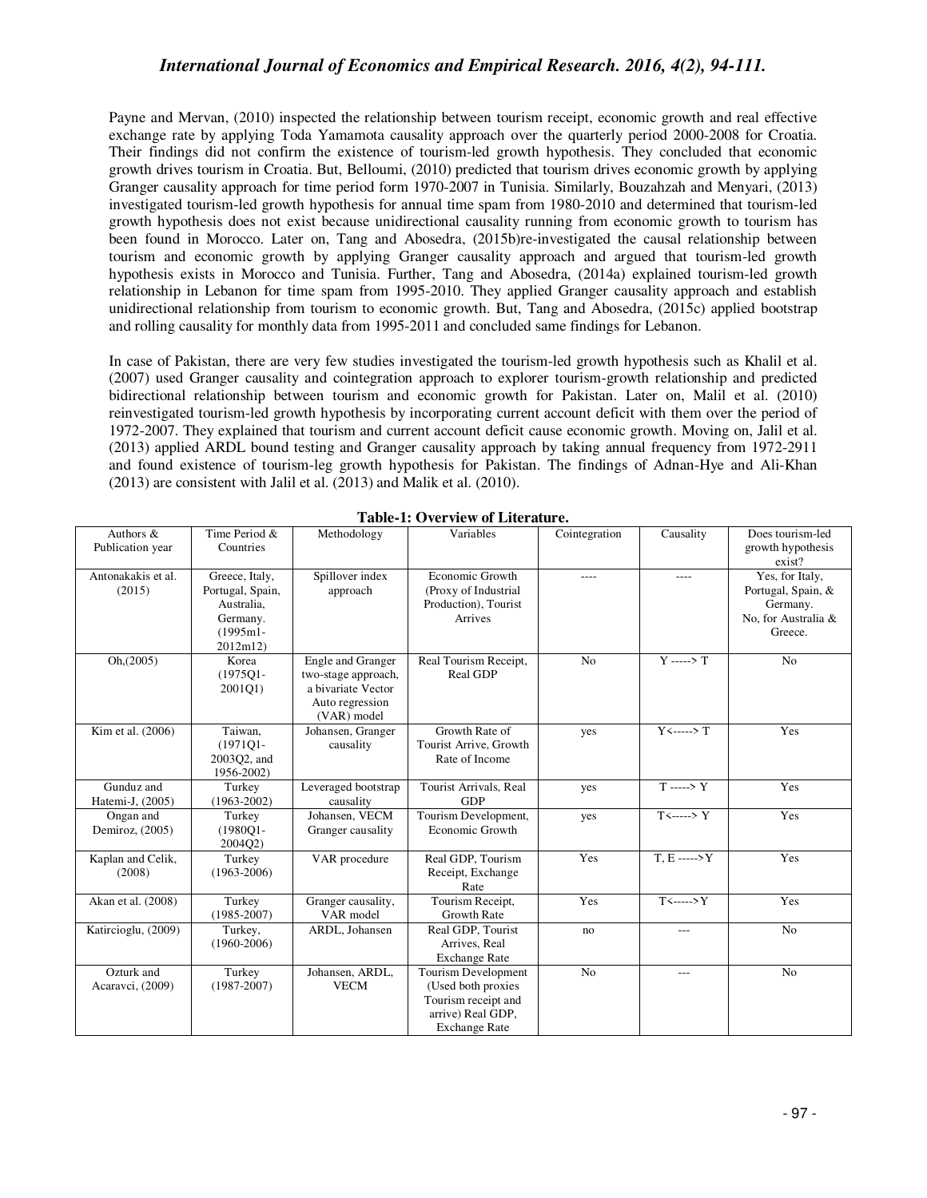Payne and Mervan, (2010) inspected the relationship between tourism receipt, economic growth and real effective exchange rate by applying Toda Yamamota causality approach over the quarterly period 2000-2008 for Croatia. Their findings did not confirm the existence of tourism-led growth hypothesis. They concluded that economic growth drives tourism in Croatia. But, Belloumi, (2010) predicted that tourism drives economic growth by applying Granger causality approach for time period form 1970-2007 in Tunisia. Similarly, Bouzahzah and Menyari, (2013) investigated tourism-led growth hypothesis for annual time spam from 1980-2010 and determined that tourism-led growth hypothesis does not exist because unidirectional causality running from economic growth to tourism has been found in Morocco. Later on, Tang and Abosedra, (2015b)re-investigated the causal relationship between tourism and economic growth by applying Granger causality approach and argued that tourism-led growth hypothesis exists in Morocco and Tunisia. Further, Tang and Abosedra, (2014a) explained tourism-led growth relationship in Lebanon for time spam from 1995-2010. They applied Granger causality approach and establish unidirectional relationship from tourism to economic growth. But, Tang and Abosedra, (2015c) applied bootstrap and rolling causality for monthly data from 1995-2011 and concluded same findings for Lebanon.

In case of Pakistan, there are very few studies investigated the tourism-led growth hypothesis such as Khalil et al. (2007) used Granger causality and cointegration approach to explorer tourism-growth relationship and predicted bidirectional relationship between tourism and economic growth for Pakistan. Later on, Malil et al. (2010) reinvestigated tourism-led growth hypothesis by incorporating current account deficit with them over the period of 1972-2007. They explained that tourism and current account deficit cause economic growth. Moving on, Jalil et al. (2013) applied ARDL bound testing and Granger causality approach by taking annual frequency from 1972-2911 and found existence of tourism-leg growth hypothesis for Pakistan. The findings of Adnan-Hye and Ali-Khan (2013) are consistent with Jalil et al. (2013) and Malik et al. (2010).

**Table-1: Overview of Literature.**

| Authors & Publication year | Time Period & Countries | Methodology | Variables | Cointegration | Causality | Does tourism-led growth hypothesis exist? |
|---|---|---|---|---|---|---|
| Antonakakis et al. (2015) | Greece, Italy, Portugal, Spain, Australia, Germany. (1995m1-2012m12) | Spillover index approach | Economic Growth (Proxy of Industrial Production), Tourist Arrives | ---- | ---- | Yes, for Italy, Portugal, Spain, & Germany. No, for Australia & Greece. |
| Oh,(2005) | Korea (1975Q1-2001Q1) | Engle and Granger two-stage approach, a bivariate Vector Auto regression (VAR) model | Real Tourism Receipt, Real GDP | No | Y -----> T | No |
| Kim et al. (2006) | Taiwan, (1971Q1-2003Q2, and 1956-2002) | Johansen, Granger causality | Growth Rate of Tourist Arrive, Growth Rate of Income | yes | Y<-----> T | Yes |
| Gunduz and Hatemi-J, (2005) | Turkey (1963-2002) | Leveraged bootstrap causality | Tourist Arrivals, Real GDP | yes | T -----> Y | Yes |
| Ongan and Demiroz, (2005) | Turkey (1980Q1-2004Q2) | Johansen, VECM Granger causality | Tourism Development, Economic Growth | yes | T<-----> Y | Yes |
| Kaplan and Celik, (2008) | Turkey (1963-2006) | VAR procedure | Real GDP, Tourism Receipt, Exchange Rate | Yes | T, E ----->Y | Yes |
| Akan et al. (2008) | Turkey (1985-2007) | Granger causality, VAR model | Tourism Receipt, Growth Rate | Yes | T<----->Y | Yes |
| Katircioglu, (2009) | Turkey, (1960-2006) | ARDL, Johansen | Real GDP, Tourist Arrives, Real Exchange Rate | no | --- | No |
| Ozturk and Acaravci, (2009) | Turkey (1987-2007) | Johansen, ARDL, VECM | Tourism Development (Used both proxies Tourism receipt and arrive) Real GDP, Exchange Rate | No | --- | No |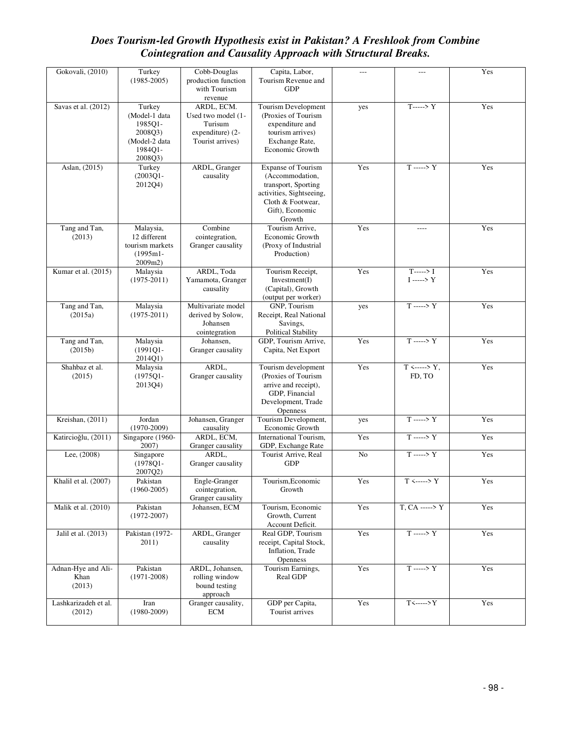| Gokovali, (2010) | Turkey (1985-2005) | Cobb-Douglas production function with Tourism revenue | Capita, Labor, Tourism Revenue and GDP | --- | --- | Yes |
|---|---|---|---|---|---|---|
| Savas et al. (2012) | Turkey (Model-1 data 1985Q1-2008Q3) (Model-2 data 1984Q1-2008Q3) | ARDL, ECM. Used two model (1-Turisum expenditure) (2-Tourist arrives) | Tourism Development (Proxies of Tourism expenditure and tourism arrives) Exchange Rate, Economic Growth | yes | T-----> Y | Yes |
| Aslan, (2015) | Turkey (2003Q1-2012Q4) | ARDL, Granger causality | Expanse of Tourism (Accommodation, transport, Sporting activities, Sightseeing, Cloth & Footwear, Gift), Economic Growth | Yes | T -----> Y | Yes |
| Tang and Tan, (2013) | Malaysia, 12 different tourism markets (1995m1-2009m2) | Combine cointegration, Granger causality | Tourism Arrive, Economic Growth (Proxy of Industrial Production) | Yes | ---- | Yes |
| Kumar et al. (2015) | Malaysia (1975-2011) | ARDL, Toda Yamamota, Granger causality | Tourism Receipt, Investment(I) (Capital), Growth (output per worker) | Yes | T-----> I<br>I -----> Y | Yes |
| Tang and Tan, (2015a) | Malaysia (1975-2011) | Multivariate model derived by Solow, Johansen cointegration | GNP, Tourism Receipt, Real National Savings, Political Stability | yes | T -----> Y | Yes |
| Tang and Tan, (2015b) | Malaysia (1991Q1-2014Q1) | Johansen, Granger causality | GDP, Tourism Arrive, Capita, Net Export | Yes | T -----> Y | Yes |
| Shahbaz et al. (2015) | Malaysia (1975Q1-2013Q4) | ARDL, Granger causality | Tourism development (Proxies of Tourism arrive and receipt), GDP, Financial Development, Trade Openness | Yes | T <-----> Y, FD, TO | Yes |
| Kreishan, (2011) | Jordan (1970-2009) | Johansen, Granger causality | Tourism Development, Economic Growth | yes | T -----> Y | Yes |
| Katircioğlu, (2011) | Singapore (1960-2007) | ARDL, ECM, Granger causality | International Tourism, GDP, Exchange Rate | Yes | T -----> Y | Yes |
| Lee, (2008) | Singapore (1978Q1-2007Q2) | ARDL, Granger causality | Tourist Arrive, Real GDP | No | T -----> Y | Yes |
| Khalil et al. (2007) | Pakistan (1960-2005) | Engle-Granger cointegration, Granger causality | Tourism,Economic Growth | Yes | T <-----> Y | Yes |
| Malik et al. (2010) | Pakistan (1972-2007) | Johansen, ECM | Tourism, Economic Growth, Current Account Deficit. | Yes | T, CA -----> Y | Yes |
| Jalil et al. (2013) | Pakistan (1972-2011) | ARDL, Granger causality | Real GDP, Tourism receipt, Capital Stock, Inflation, Trade Openness | Yes | T -----> Y | Yes |
| Adnan-Hye and Ali-Khan (2013) | Pakistan (1971-2008) | ARDL, Johansen, rolling window bound testing approach | Tourism Earnings, Real GDP | Yes | T -----> Y | Yes |
| Lashkarizadeh et al. (2012) | Iran (1980-2009) | Granger causality, ECM | GDP per Capita, Tourist arrives | Yes | T<----->Y | Yes |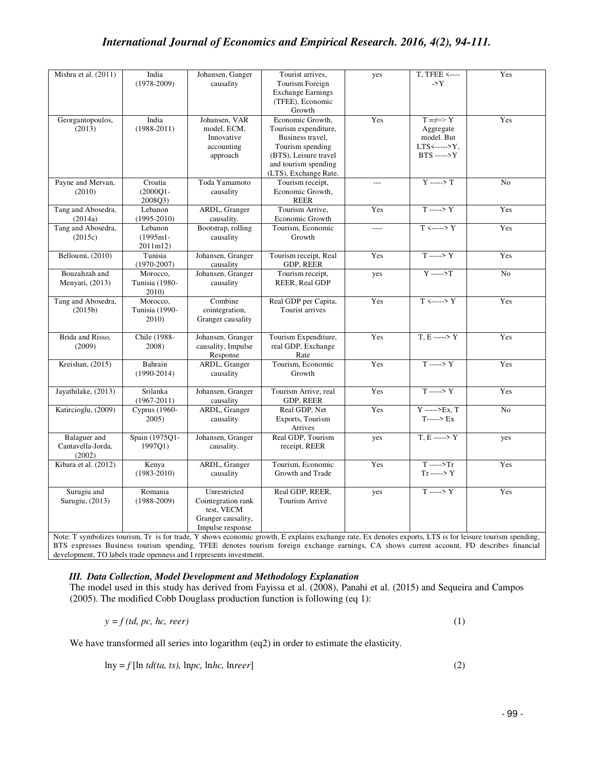| Mishra et al. (2011) | India (1978-2009) | Johansen, Ganger causality | Tourist arrives, Tourism Foreign Exchange Earnings (TFEE), Economic Growth | yes | T, TFEE <----> Y | Yes |
|---|---|---|---|---|---|---|
| Georgantopoulos, (2013) | India (1988-2011) | Johansen, VAR model, ECM, Innovative accounting approach | Economic Growth, Tourism expenditure, Business travel, Tourism spending (BTS), Leisure travel and tourism spending (LTS), Exchange Rate. | Yes | T =≠=> Y Aggregate model. But LTS<----->Y, BTS ----->Y | Yes |
| Payne and Mervan, (2010) | Croatia (2000Q1-2008Q3) | Toda Yamamoto causality | Tourism receipt, Economic Growth, REER | --- | Y -----> T | No |
| Tang and Abosedra, (2014a) | Lebanon (1995-2010) | ARDL, Granger causality. | Tourism Arrive, Economic Growth | Yes | T -----> Y | Yes |
| Tang and Abosedra, (2015c) | Lebanon (1995m1-2011m12) | Bootstrap, rolling causality | Tourism, Economic Growth | ---- | T <-----> Y | Yes |
| Belloumi, (2010) | Tunisia (1970-2007) | Johansen, Granger causality | Tourism receipt, Real GDP, REER | Yes | T -----> Y | Yes |
| Bouzahzah and Menyari, (2013) | Morocco, Tunisia (1980-2010) | Johansen, Granger causality | Tourism receipt, REER, Real GDP | yes | Y ----->T | No |
| Tang and Abosedra, (2015b) | Morocco, Tunisia (1990-2010) | Combine cointegration, Granger causality | Real GDP per Capita, Tourist arrives | Yes | T <-----> Y | Yes |
| Brida and Risso, (2009) | Chile (1988-2008) | Johansen, Granger causality, Impulse Response | Tourism Expenditure, real GDP, Exchange Rate | Yes | T, E -----> Y | Yes |
| Kreishan, (2015) | Bahrain (1990-2014) | ARDL, Granger causality | Tourism, Economic Growth | Yes | T -----> Y | Yes |
| Jayathilake, (2013) | Srilanka (1967-2011) | Johansen, Granger causality | Tourism Arrive, real GDP, REER | Yes | T -----> Y | Yes |
| Katircioglu, (2009) | Cyprus (1960-2005) | ARDL, Granger causality | Real GDP, Net Exports, Tourism Arrives | Yes | Y ----->Ex, T T-----> Ex | No |
| Balaguer and Cantavella-Jorda, (2002) | Spain (1975Q1-1997Q1) | Johansen, Granger causality. | Real GDP, Tourism receipt, REER | yes | T, E -----> Y | yes |
| Kibara et al. (2012) | Kenya (1983-2010) | ARDL, Granger causality | Tourism, Economic Growth and Trade | Yes | T ----->Tr Tr -----> Y | Yes |
| Surugiu and Surugiu, (2013) | Romania (1988-2009) | Unrestricted Cointegration rank test, VECM Granger causality, Impulse response | Real GDP, REER, Tourism Arrive | yes | T -----> Y | Yes |

Note: T symbolizes tourism, Tr is for trade, Y shows economic growth, E explains exchange rate, Ex denotes exports, LTS is for leisure tourism spending, BTS expresses Business tourism spending, TFEE denotes tourism foreign exchange earnings, CA shows current account, FD describes financial development, TO labels trade openness and I represents investment.

### *III. Data Collection, Model Development and Methodology Explanation*

The model used in this study has derived from Fayissa et al. (2008), Panahi et al. (2015) and Sequeira and Campos (2005). The modified Cobb Douglass production function is following (eq 1):

$$y = f\,(td,\ pc,\ hc,\ reer) \tag{1}$$

We have transformed all series into logarithm (eq2) in order to estimate the elasticity.

$$\ln y = f\,[\ln td(ta,\ ts),\ \ln pc,\ \ln hc,\ \ln reer] \tag{2}$$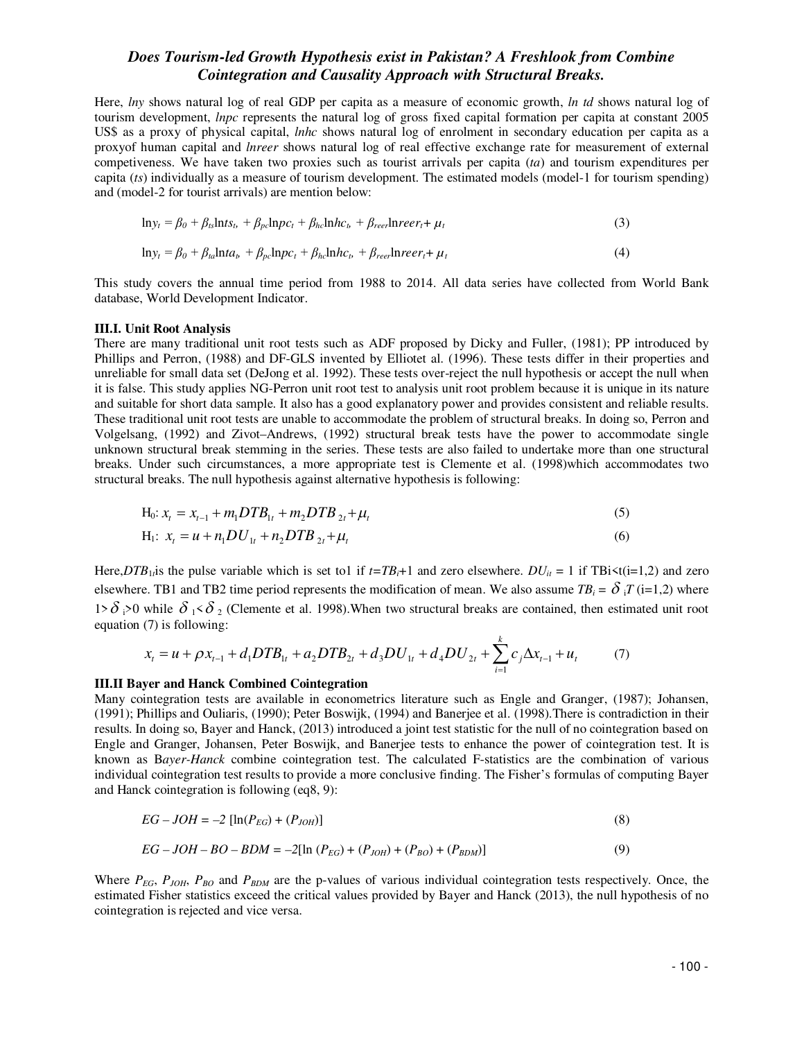Here, *lny* shows natural log of real GDP per capita as a measure of economic growth, *ln td* shows natural log of tourism development, *lnpc* represents the natural log of gross fixed capital formation per capita at constant 2005 US$ as a proxy of physical capital, *lnhc* shows natural log of enrolment in secondary education per capita as a proxyof human capital and *lnreer* shows natural log of real effective exchange rate for measurement of external competiveness. We have taken two proxies such as tourist arrivals per capita (*ta*) and tourism expenditures per capita (*ts*) individually as a measure of tourism development. The estimated models (model-1 for tourism spending) and (model-2 for tourist arrivals) are mention below:

$$\ln y_t = \beta_0 + \beta_{ts}\ln ts_t, + \beta_{pc}\ln pc_t + \beta_{hc}\ln hc_t, + \beta_{reer}\ln reer_t + \mu_t \tag{3}$$

$$\ln y_t = \beta_0 + \beta_{ta}\ln ta_t, + \beta_{pc}\ln pc_t + \beta_{hc}\ln hc_t, + \beta_{reer}\ln reer_t + \mu_t \tag{4}$$

This study covers the annual time period from 1988 to 2014. All data series have collected from World Bank database, World Development Indicator.

### III.I. Unit Root Analysis

There are many traditional unit root tests such as ADF proposed by Dicky and Fuller, (1981); PP introduced by Phillips and Perron, (1988) and DF-GLS invented by Elliotet al. (1996). These tests differ in their properties and unreliable for small data set (DeJong et al. 1992). These tests over-reject the null hypothesis or accept the null when it is false. This study applies NG-Perron unit root test to analysis unit root problem because it is unique in its nature and suitable for short data sample. It also has a good explanatory power and provides consistent and reliable results. These traditional unit root tests are unable to accommodate the problem of structural breaks. In doing so, Perron and Volgelsang, (1992) and Zivot–Andrews, (1992) structural break tests have the power to accommodate single unknown structural break stemming in the series. These tests are also failed to undertake more than one structural breaks. Under such circumstances, a more appropriate test is Clemente et al. (1998)which accommodates two structural breaks. The null hypothesis against alternative hypothesis is following:

$$\text{H}_0\text{: } x_t = x_{t-1} + m_1 DTB_{1t} + m_2 DTB_{2t} + \mu_t \tag{5}$$

$$\text{H}_1\text{: } x_t = u + n_1 DU_{1t} + n_2 DTB_{2t} + \mu_t \tag{6}$$

Here,$DTB_{1t}$is the pulse variable which is set to1 if $t=TB_i+1$ and zero elsewhere. $DU_{it} = 1$ if $TB_i<t(i=1,2)$ and zero elsewhere. TB1 and TB2 time period represents the modification of mean. We also assume $TB_i = \delta_i T$ (i=1,2) where $1>\delta_i>0$ while $\delta_1<\delta_2$ (Clemente et al. 1998).When two structural breaks are contained, then estimated unit root equation (7) is following:

$$x_t = u + \rho x_{t-1} + d_1 DTB_{1t} + a_2 DTB_{2t} + d_3 DU_{1t} + d_4 DU_{2t} + \sum_{i=1}^{k} c_j \Delta x_{t-1} + u_t \tag{7}$$

### III.II Bayer and Hanck Combined Cointegration

Many cointegration tests are available in econometrics literature such as Engle and Granger, (1987); Johansen, (1991); Phillips and Ouliaris, (1990); Peter Boswijk, (1994) and Banerjee et al. (1998).There is contradiction in their results. In doing so, Bayer and Hanck, (2013) introduced a joint test statistic for the null of no cointegration based on Engle and Granger, Johansen, Peter Boswijk, and Banerjee tests to enhance the power of cointegration test. It is known as B*ayer-Hanck* combine cointegration test. The calculated F-statistics are the combination of various individual cointegration test results to provide a more conclusive finding. The Fisher's formulas of computing Bayer and Hanck cointegration is following (eq8, 9):

$$EG - JOH = -2\ [\ln(P_{EG}) + (P_{JOH})] \tag{8}$$

$$EG - JOH - BO - BDM = -2[\ln(P_{EG}) + (P_{JOH}) + (P_{BO}) + (P_{BDM})] \tag{9}$$

Where $P_{EG}$, $P_{JOH}$, $P_{BO}$ and $P_{BDM}$ are the p-values of various individual cointegration tests respectively. Once, the estimated Fisher statistics exceed the critical values provided by Bayer and Hanck (2013), the null hypothesis of no cointegration is rejected and vice versa.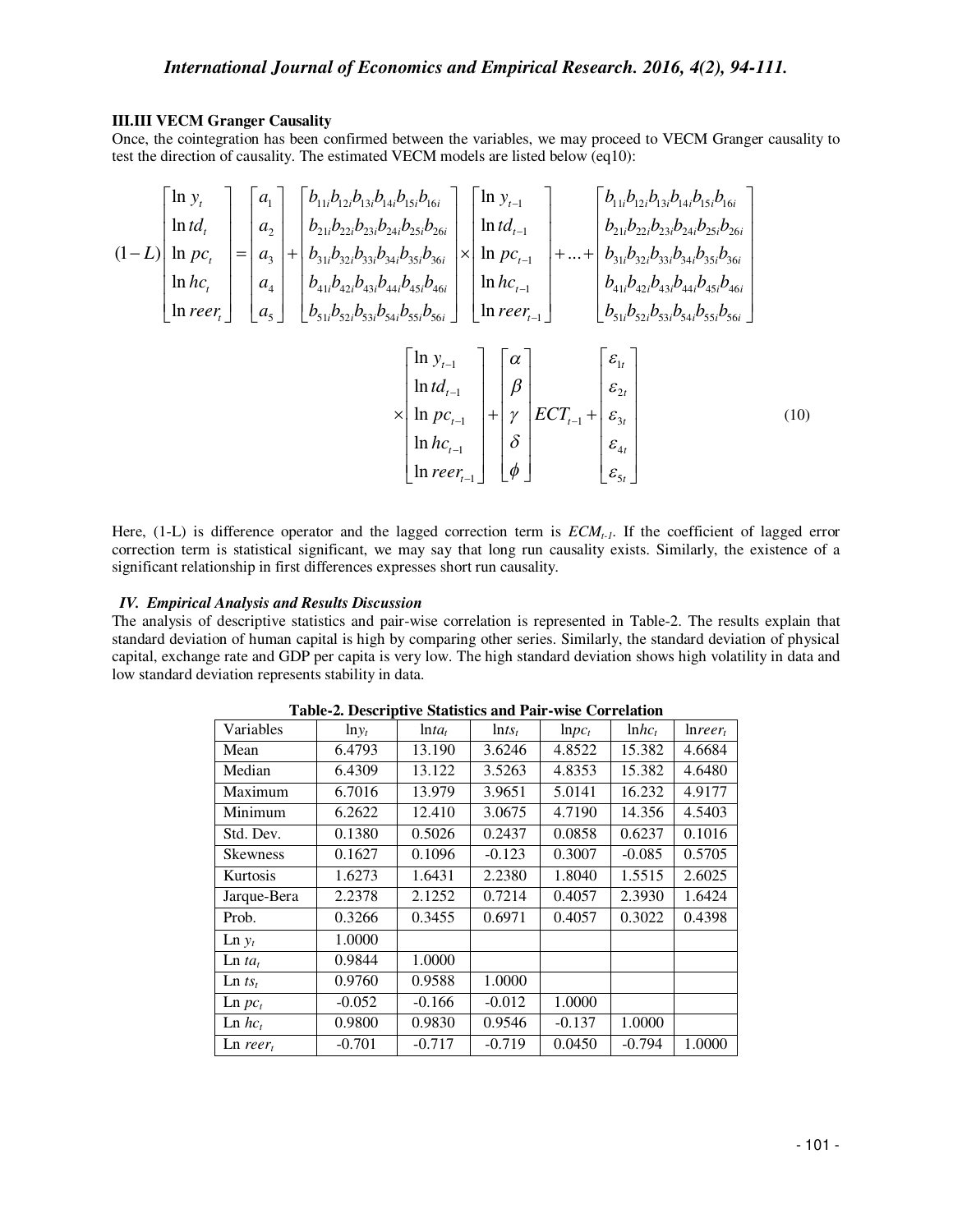### III.III VECM Granger Causality

Once, the cointegration has been confirmed between the variables, we may proceed to VECM Granger causality to test the direction of causality. The estimated VECM models are listed below (eq10):

$$
(1-L)\begin{bmatrix} \ln y_t \\ \ln td_t \\ \ln pc_t \\ \ln hc_t \\ \ln reer_t \end{bmatrix} = \begin{bmatrix} a_1 \\ a_2 \\ a_3 \\ a_4 \\ a_5 \end{bmatrix} + \begin{bmatrix} b_{11i}b_{12i}b_{13i}b_{14i}b_{15i}b_{16i} \\ b_{21i}b_{22i}b_{23i}b_{24i}b_{25i}b_{26i} \\ b_{31i}b_{32i}b_{33i}b_{34i}b_{35i}b_{36i} \\ b_{41i}b_{42i}b_{43i}b_{44i}b_{45i}b_{46i} \\ b_{51i}b_{52i}b_{53i}b_{54i}b_{55i}b_{56i} \end{bmatrix} \times \begin{bmatrix} \ln y_{t-1} \\ \ln td_{t-1} \\ \ln pc_{t-1} \\ \ln hc_{t-1} \\ \ln reer_{t-1} \end{bmatrix} + \ldots + \begin{bmatrix} b_{11i}b_{12i}b_{13i}b_{14i}b_{15i}b_{16i} \\ b_{21i}b_{22i}b_{23i}b_{24i}b_{25i}b_{26i} \\ b_{31i}b_{32i}b_{33i}b_{34i}b_{35i}b_{36i} \\ b_{41i}b_{42i}b_{43i}b_{44i}b_{45i}b_{46i} \\ b_{51i}b_{52i}b_{53i}b_{54i}b_{55i}b_{56i} \end{bmatrix}
$$

$$
\times \begin{bmatrix} \ln y_{t-1} \\ \ln td_{t-1} \\ \ln pc_{t-1} \\ \ln hc_{t-1} \\ \ln reer_{t-1} \end{bmatrix} + \begin{bmatrix} \alpha \\ \beta \\ \gamma \\ \delta \\ \phi \end{bmatrix} ECT_{t-1} + \begin{bmatrix} \varepsilon_{1t} \\ \varepsilon_{2t} \\ \varepsilon_{3t} \\ \varepsilon_{4t} \\ \varepsilon_{5t} \end{bmatrix} \tag{10}
$$

Here, (1-L) is difference operator and the lagged correction term is $ECM_{t-1}$. If the coefficient of lagged error correction term is statistical significant, we may say that long run causality exists. Similarly, the existence of a significant relationship in first differences expresses short run causality.

## IV. Empirical Analysis and Results Discussion

The analysis of descriptive statistics and pair-wise correlation is represented in Table-2. The results explain that standard deviation of human capital is high by comparing other series. Similarly, the standard deviation of physical capital, exchange rate and GDP per capita is very low. The high standard deviation shows high volatility in data and low standard deviation represents stability in data.

**Table-2. Descriptive Statistics and Pair-wise Correlation**

| Variables | $\ln y_t$ | $\ln ta_t$ | $\ln ts_t$ | $\ln pc_t$ | $\ln hc_t$ | $\ln reer_t$ |
|---|---|---|---|---|---|---|
| Mean | 6.4793 | 13.190 | 3.6246 | 4.8522 | 15.382 | 4.6684 |
| Median | 6.4309 | 13.122 | 3.5263 | 4.8353 | 15.382 | 4.6480 |
| Maximum | 6.7016 | 13.979 | 3.9651 | 5.0141 | 16.232 | 4.9177 |
| Minimum | 6.2622 | 12.410 | 3.0675 | 4.7190 | 14.356 | 4.5403 |
| Std. Dev. | 0.1380 | 0.5026 | 0.2437 | 0.0858 | 0.6237 | 0.1016 |
| Skewness | 0.1627 | 0.1096 | -0.123 | 0.3007 | -0.085 | 0.5705 |
| Kurtosis | 1.6273 | 1.6431 | 2.2380 | 1.8040 | 1.5515 | 2.6025 |
| Jarque-Bera | 2.2378 | 2.1252 | 0.7214 | 0.4057 | 2.3930 | 1.6424 |
| Prob. | 0.3266 | 0.3455 | 0.6971 | 0.4057 | 0.3022 | 0.4398 |
| Ln $y_t$ | 1.0000 | | | | | |
| Ln $ta_t$ | 0.9844 | 1.0000 | | | | |
| Ln $ts_t$ | 0.9760 | 0.9588 | 1.0000 | | | |
| Ln $pc_t$ | -0.052 | -0.166 | -0.012 | 1.0000 | | |
| Ln $hc_t$ | 0.9800 | 0.9830 | 0.9546 | -0.137 | 1.0000 | |
| Ln $reer_t$ | -0.701 | -0.717 | -0.719 | 0.0450 | -0.794 | 1.0000 |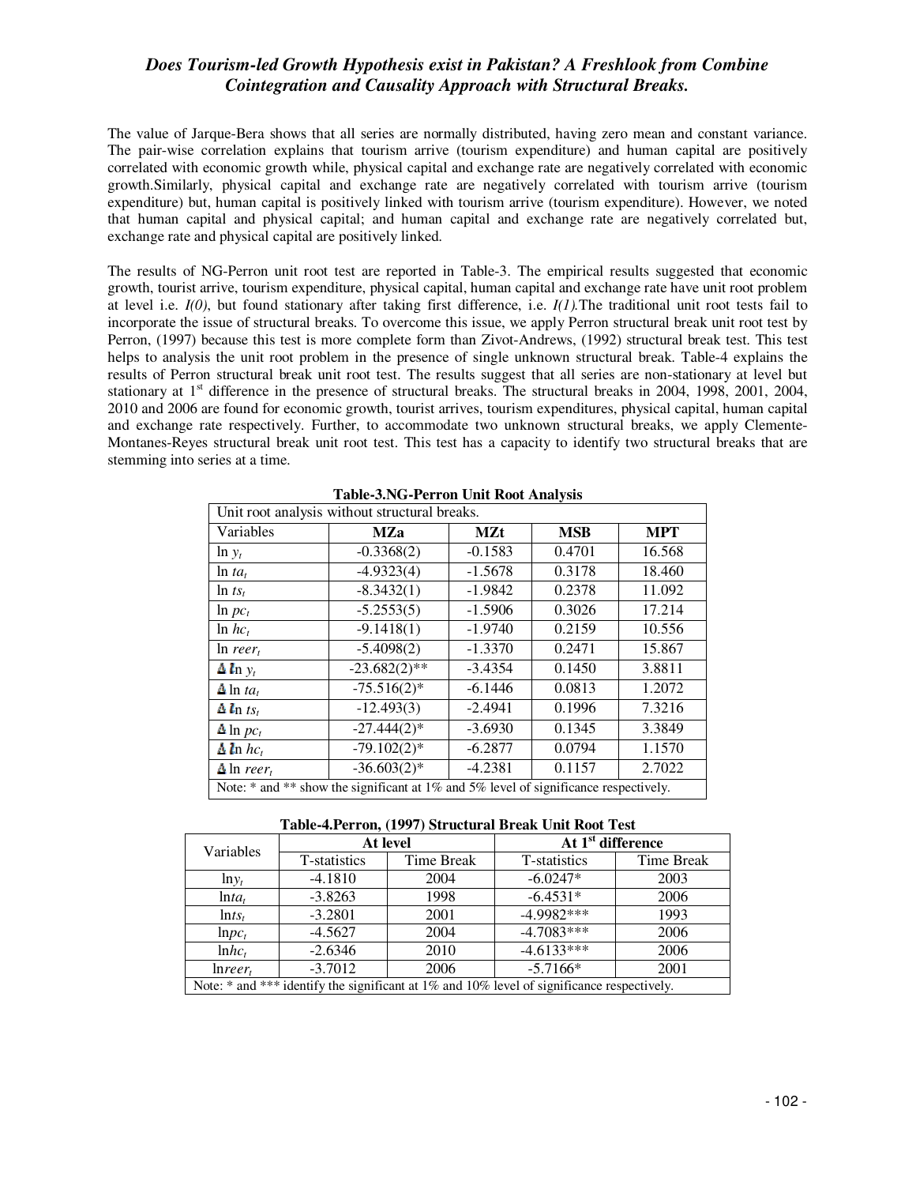The value of Jarque-Bera shows that all series are normally distributed, having zero mean and constant variance. The pair-wise correlation explains that tourism arrive (tourism expenditure) and human capital are positively correlated with economic growth while, physical capital and exchange rate are negatively correlated with economic growth.Similarly, physical capital and exchange rate are negatively correlated with tourism arrive (tourism expenditure) but, human capital is positively linked with tourism arrive (tourism expenditure). However, we noted that human capital and physical capital; and human capital and exchange rate are negatively correlated but, exchange rate and physical capital are positively linked.

The results of NG-Perron unit root test are reported in Table-3. The empirical results suggested that economic growth, tourist arrive, tourism expenditure, physical capital, human capital and exchange rate have unit root problem at level i.e. *I(0)*, but found stationary after taking first difference, i.e. *I(1)*.The traditional unit root tests fail to incorporate the issue of structural breaks. To overcome this issue, we apply Perron structural break unit root test by Perron, (1997) because this test is more complete form than Zivot-Andrews, (1992) structural break test. This test helps to analysis the unit root problem in the presence of single unknown structural break. Table-4 explains the results of Perron structural break unit root test. The results suggest that all series are non-stationary at level but stationary at 1st difference in the presence of structural breaks. The structural breaks in 2004, 1998, 2001, 2004, 2010 and 2006 are found for economic growth, tourist arrives, tourism expenditures, physical capital, human capital and exchange rate respectively. Further, to accommodate two unknown structural breaks, we apply Clemente-Montanes-Reyes structural break unit root test. This test has a capacity to identify two structural breaks that are stemming into series at a time.

**Table-3.NG-Perron Unit Root Analysis**

| Unit root analysis without structural breaks. | | | | |
|---|---|---|---|---|
| Variables | **MZa** | **MZt** | **MSB** | **MPT** |
| $\ln y_t$ | -0.3368(2) | -0.1583 | 0.4701 | 16.568 |
| $\ln ta_t$ | -4.9323(4) | -1.5678 | 0.3178 | 18.460 |
| $\ln ts_t$ | -8.3432(1) | -1.9842 | 0.2378 | 11.092 |
| $\ln pc_t$ | -5.2553(5) | -1.5906 | 0.3026 | 17.214 |
| $\ln hc_t$ | -9.1418(1) | -1.9740 | 0.2159 | 10.556 |
| $\ln reer_t$ | -5.4098(2) | -1.3370 | 0.2471 | 15.867 |
| $\Delta \ln y_t$ | -23.682(2)** | -3.4354 | 0.1450 | 3.8811 |
| $\Delta \ln ta_t$ | -75.516(2)* | -6.1446 | 0.0813 | 1.2072 |
| $\Delta \ln ts_t$ | -12.493(3) | -2.4941 | 0.1996 | 7.3216 |
| $\Delta \ln pc_t$ | -27.444(2)* | -3.6930 | 0.1345 | 3.3849 |
| $\Delta \ln hc_t$ | -79.102(2)* | -6.2877 | 0.0794 | 1.1570 |
| $\Delta \ln reer_t$ | -36.603(2)* | -4.2381 | 0.1157 | 2.7022 |
| Note: * and ** show the significant at 1% and 5% level of significance respectively. | | | | |

**Table-4.Perron, (1997) Structural Break Unit Root Test**

| Variables | **At level** | | **At 1st difference** | |
|---|---|---|---|---|
| | T-statistics | Time Break | T-statistics | Time Break |
| $\ln y_t$ | -4.1810 | 2004 | -6.0247* | 2003 |
| $\ln ta_t$ | -3.8263 | 1998 | -6.4531* | 2006 |
| $\ln ts_t$ | -3.2801 | 2001 | -4.9982*** | 1993 |
| $\ln pc_t$ | -4.5627 | 2004 | -4.7083*** | 2006 |
| $\ln hc_t$ | -2.6346 | 2010 | -4.6133*** | 2006 |
| $\ln reer_t$ | -3.7012 | 2006 | -5.7166* | 2001 |
| Note: * and *** identify the significant at 1% and 10% level of significance respectively. | | | | |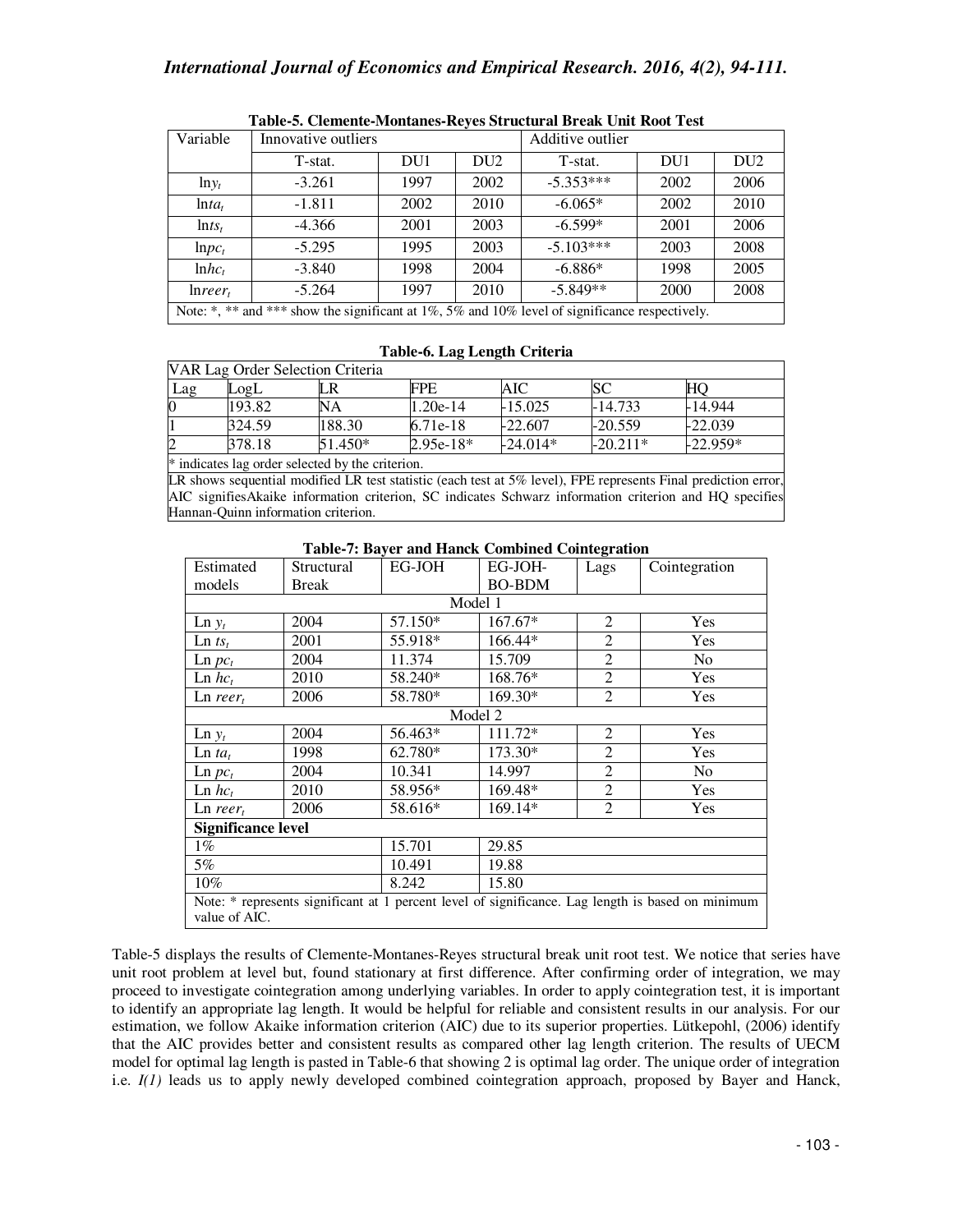**Table-5. Clemente-Montanes-Reyes Structural Break Unit Root Test**

| Variable | Innovative outliers | | | Additive outlier | | |
|---|---|---|---|---|---|---|
| | T-stat. | DU1 | DU2 | T-stat. | DU1 | DU2 |
| $\ln y_t$ | -3.261 | 1997 | 2002 | -5.353*** | 2002 | 2006 |
| $\ln ta_t$ | -1.811 | 2002 | 2010 | -6.065* | 2002 | 2010 |
| $\ln ts_t$ | -4.366 | 2001 | 2003 | -6.599* | 2001 | 2006 |
| $\ln pc_t$ | -5.295 | 1995 | 2003 | -5.103*** | 2003 | 2008 |
| $\ln hc_t$ | -3.840 | 1998 | 2004 | -6.886* | 1998 | 2005 |
| $\ln reer_t$ | -5.264 | 1997 | 2010 | -5.849** | 2000 | 2008 |

Note: *, ** and *** show the significant at 1%, 5% and 10% level of significance respectively.

**Table-6. Lag Length Criteria**

| VAR Lag Order Selection Criteria | | | | | | |
|---|---|---|---|---|---|---|
| Lag | LogL | LR | FPE | AIC | SC | HQ |
| 0 | 193.82 | NA | 1.20e-14 | -15.025 | -14.733 | -14.944 |
| 1 | 324.59 | 188.30 | 6.71e-18 | -22.607 | -20.559 | -22.039 |
| 2 | 378.18 | 51.450* | 2.95e-18* | -24.014* | -20.211* | -22.959* |

\* indicates lag order selected by the criterion.
LR shows sequential modified LR test statistic (each test at 5% level), FPE represents Final prediction error, AIC signifiesAkaike information criterion, SC indicates Schwarz information criterion and HQ specifies Hannan-Quinn information criterion.

**Table-7: Bayer and Hanck Combined Cointegration**

| Estimated models | Structural Break | EG-JOH | EG-JOH-BO-BDM | Lags | Cointegration |
|---|---|---|---|---|---|
| Model 1 | | | | | |
| Ln $y_t$ | 2004 | 57.150* | 167.67* | 2 | Yes |
| Ln $ts_t$ | 2001 | 55.918* | 166.44* | 2 | Yes |
| Ln $pc_t$ | 2004 | 11.374 | 15.709 | 2 | No |
| Ln $hc_t$ | 2010 | 58.240* | 168.76* | 2 | Yes |
| Ln $reer_t$ | 2006 | 58.780* | 169.30* | 2 | Yes |
| Model 2 | | | | | |
| Ln $y_t$ | 2004 | 56.463* | 111.72* | 2 | Yes |
| Ln $ta_t$ | 1998 | 62.780* | 173.30* | 2 | Yes |
| Ln $pc_t$ | 2004 | 10.341 | 14.997 | 2 | No |
| Ln $hc_t$ | 2010 | 58.956* | 169.48* | 2 | Yes |
| Ln $reer_t$ | 2006 | 58.616* | 169.14* | 2 | Yes |
| **Significance level** | | | | | |
| 1% | | 15.701 | 29.85 | | |
| 5% | | 10.491 | 19.88 | | |
| 10% | | 8.242 | 15.80 | | |

Note: * represents significant at 1 percent level of significance. Lag length is based on minimum value of AIC.

Table-5 displays the results of Clemente-Montanes-Reyes structural break unit root test. We notice that series have unit root problem at level but, found stationary at first difference. After confirming order of integration, we may proceed to investigate cointegration among underlying variables. In order to apply cointegration test, it is important to identify an appropriate lag length. It would be helpful for reliable and consistent results in our analysis. For our estimation, we follow Akaike information criterion (AIC) due to its superior properties. Lütkepohl, (2006) identify that the AIC provides better and consistent results as compared other lag length criterion. The results of UECM model for optimal lag length is pasted in Table-6 that showing 2 is optimal lag order. The unique order of integration i.e. *I(1)* leads us to apply newly developed combined cointegration approach, proposed by Bayer and Hanck,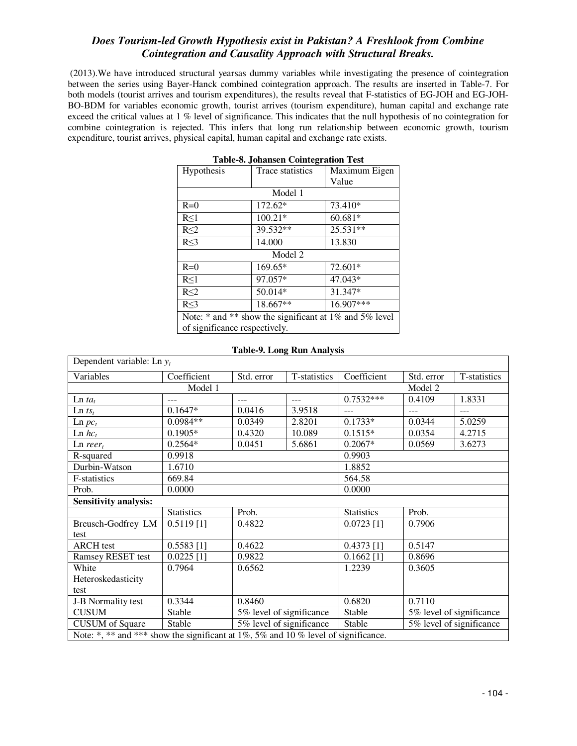(2013).We have introduced structural yearsas dummy variables while investigating the presence of cointegration between the series using Bayer-Hanck combined cointegration approach. The results are inserted in Table-7. For both models (tourist arrives and tourism expenditures), the results reveal that F-statistics of EG-JOH and EG-JOH-BO-BDM for variables economic growth, tourist arrives (tourism expenditure), human capital and exchange rate exceed the critical values at 1 % level of significance. This indicates that the null hypothesis of no cointegration for combine cointegration is rejected. This infers that long run relationship between economic growth, tourism expenditure, tourist arrives, physical capital, human capital and exchange rate exists.

**Table-8. Johansen Cointegration Test**

| Hypothesis | Trace statistics | Maximum Eigen Value |
|---|---|---|
| Model 1 | | |
| R=0 | 172.62* | 73.410* |
| R≤1 | 100.21* | 60.681* |
| R≤2 | 39.532** | 25.531** |
| R≤3 | 14.000 | 13.830 |
| Model 2 | | |
| R=0 | 169.65* | 72.601* |
| R≤1 | 97.057* | 47.043* |
| R≤2 | 50.014* | 31.347* |
| R≤3 | 18.667** | 16.907*** |
| Note: * and ** show the significant at 1% and 5% level of significance respectively. | | |

**Table-9. Long Run Analysis**

| Dependent variable: Ln $y_t$ | | | | | | |
|---|---|---|---|---|---|---|
| Variables | Coefficient | Std. error | T-statistics | Coefficient | Std. error | T-statistics |
| | Model 1 | | | Model 2 | | |
| Ln $ta_t$ | --- | --- | --- | 0.7532*** | 0.4109 | 1.8331 |
| Ln $ts_t$ | 0.1647* | 0.0416 | 3.9518 | --- | --- | --- |
| Ln $pc_t$ | 0.0984** | 0.0349 | 2.8201 | 0.1733* | 0.0344 | 5.0259 |
| Ln $hc_t$ | 0.1905* | 0.4320 | 10.089 | 0.1515* | 0.0354 | 4.2715 |
| Ln $reer_t$ | 0.2564* | 0.0451 | 5.6861 | 0.2067* | 0.0569 | 3.6273 |
| R-squared | 0.9918 | | | 0.9903 | | |
| Durbin-Watson | 1.6710 | | | 1.8852 | | |
| F-statistics | 669.84 | | | 564.58 | | |
| Prob. | 0.0000 | | | 0.0000 | | |
| **Sensitivity analysis:** | | | | | | |
| | Statistics | Prob. | | Statistics | Prob. | |
| Breusch-Godfrey LM test | 0.5119 [1] | 0.4822 | | 0.0723 [1] | 0.7906 | |
| ARCH test | 0.5583 [1] | 0.4622 | | 0.4373 [1] | 0.5147 | |
| Ramsey RESET test | 0.0225 [1] | 0.9822 | | 0.1662 [1] | 0.8696 | |
| White Heteroskedasticity test | 0.7964 | 0.6562 | | 1.2239 | 0.3605 | |
| J-B Normality test | 0.3344 | 0.8460 | | 0.6820 | 0.7110 | |
| CUSUM | Stable | 5% level of significance | | Stable | 5% level of significance | |
| CUSUM of Square | Stable | 5% level of significance | | Stable | 5% level of significance | |
| Note: *, ** and *** show the significant at 1%, 5% and 10 % level of significance. | | | | | | |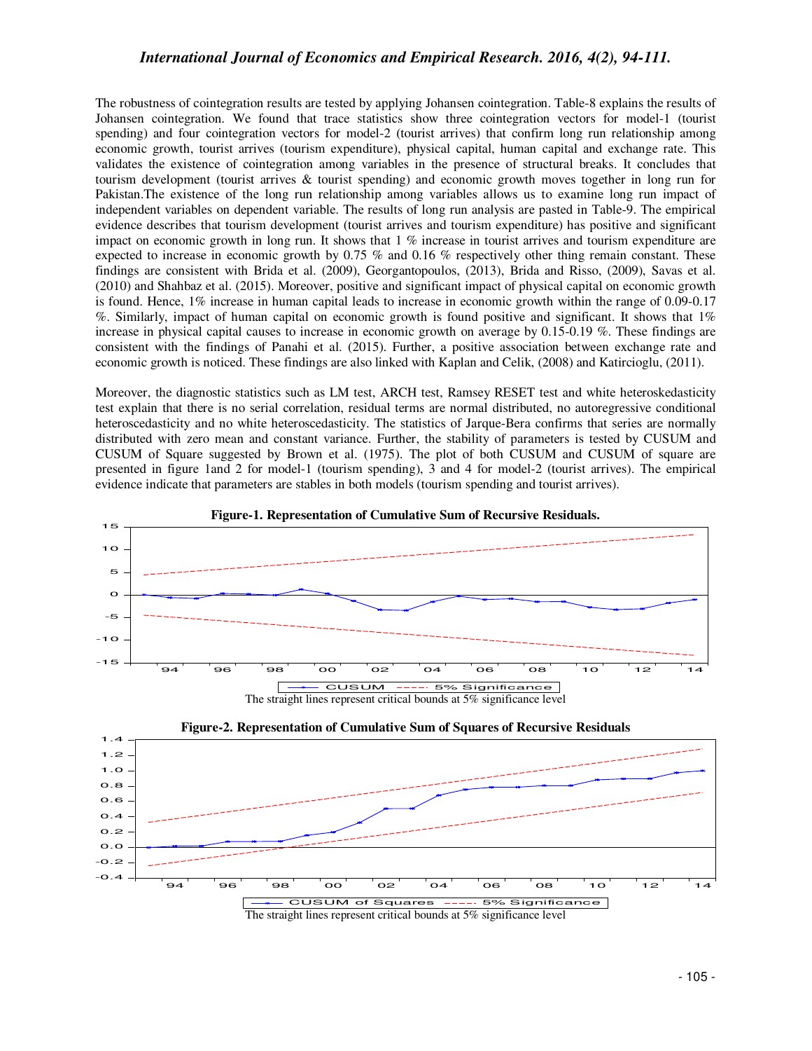The robustness of cointegration results are tested by applying Johansen cointegration. Table-8 explains the results of Johansen cointegration. We found that trace statistics show three cointegration vectors for model-1 (tourist spending) and four cointegration vectors for model-2 (tourist arrives) that confirm long run relationship among economic growth, tourist arrives (tourism expenditure), physical capital, human capital and exchange rate. This validates the existence of cointegration among variables in the presence of structural breaks. It concludes that tourism development (tourist arrives & tourist spending) and economic growth moves together in long run for Pakistan.The existence of the long run relationship among variables allows us to examine long run impact of independent variables on dependent variable. The results of long run analysis are pasted in Table-9. The empirical evidence describes that tourism development (tourist arrives and tourism expenditure) has positive and significant impact on economic growth in long run. It shows that 1 % increase in tourist arrives and tourism expenditure are expected to increase in economic growth by 0.75 % and 0.16 % respectively other thing remain constant. These findings are consistent with Brida et al. (2009), Georgantopoulos, (2013), Brida and Risso, (2009), Savas et al. (2010) and Shahbaz et al. (2015). Moreover, positive and significant impact of physical capital on economic growth is found. Hence, 1% increase in human capital leads to increase in economic growth within the range of 0.09-0.17 %. Similarly, impact of human capital on economic growth is found positive and significant. It shows that 1% increase in physical capital causes to increase in economic growth on average by 0.15-0.19 %. These findings are consistent with the findings of Panahi et al. (2015). Further, a positive association between exchange rate and economic growth is noticed. These findings are also linked with Kaplan and Celik, (2008) and Katircioglu, (2011).

Moreover, the diagnostic statistics such as LM test, ARCH test, Ramsey RESET test and white heteroskedasticity test explain that there is no serial correlation, residual terms are normal distributed, no autoregressive conditional heteroscedasticity and no white heteroscedasticity. The statistics of Jarque-Bera confirms that series are normally distributed with zero mean and constant variance. Further, the stability of parameters is tested by CUSUM and CUSUM of Square suggested by Brown et al. (1975). The plot of both CUSUM and CUSUM of square are presented in figure 1and 2 for model-1 (tourism spending), 3 and 4 for model-2 (tourist arrives). The empirical evidence indicate that parameters are stables in both models (tourism spending and tourist arrives).

**Figure-1. Representation of Cumulative Sum of Recursive Residuals.**

The straight lines represent critical bounds at 5% significance level

**Figure-2. Representation of Cumulative Sum of Squares of Recursive Residuals**

The straight lines represent critical bounds at 5% significance level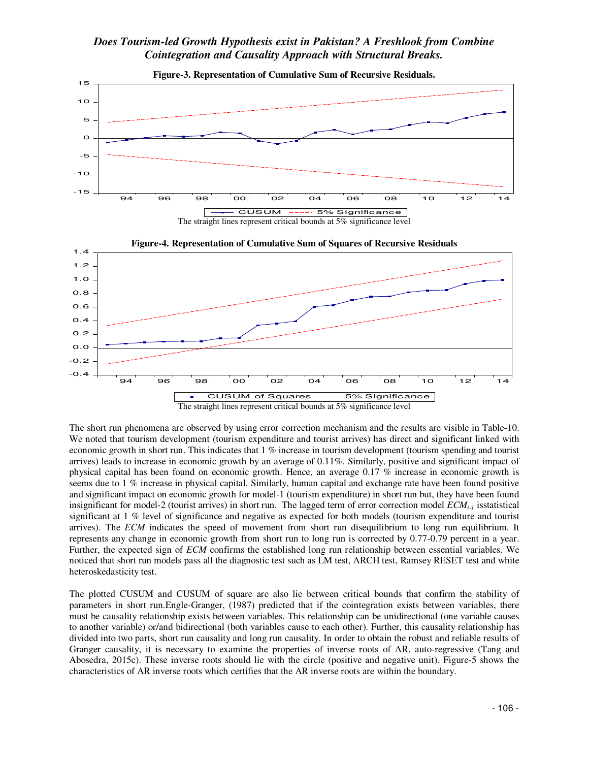**Figure-3. Representation of Cumulative Sum of Recursive Residuals.**

The straight lines represent critical bounds at 5% significance level

**Figure-4. Representation of Cumulative Sum of Squares of Recursive Residuals**

The straight lines represent critical bounds at 5% significance level

The short run phenomena are observed by using error correction mechanism and the results are visible in Table-10. We noted that tourism development (tourism expenditure and tourist arrives) has direct and significant linked with economic growth in short run. This indicates that 1 % increase in tourism development (tourism spending and tourist arrives) leads to increase in economic growth by an average of 0.11%. Similarly, positive and significant impact of physical capital has been found on economic growth. Hence, an average 0.17 % increase in economic growth is seems due to 1 % increase in physical capital. Similarly, human capital and exchange rate have been found positive and significant impact on economic growth for model-1 (tourism expenditure) in short run but, they have been found insignificant for model-2 (tourist arrives) in short run. The lagged term of error correction model $ECM_{t-1}$ isstatistical significant at 1 % level of significance and negative as expected for both models (tourism expenditure and tourist arrives). The *ECM* indicates the speed of movement from short run disequilibrium to long run equilibrium. It represents any change in economic growth from short run to long run is corrected by 0.77-0.79 percent in a year. Further, the expected sign of *ECM* confirms the established long run relationship between essential variables. We noticed that short run models pass all the diagnostic test such as LM test, ARCH test, Ramsey RESET test and white heteroskedasticity test.

The plotted CUSUM and CUSUM of square are also lie between critical bounds that confirm the stability of parameters in short run.Engle-Granger, (1987) predicted that if the cointegration exists between variables, there must be causality relationship exists between variables. This relationship can be unidirectional (one variable causes to another variable) or/and bidirectional (both variables cause to each other). Further, this causality relationship has divided into two parts, short run causality and long run causality. In order to obtain the robust and reliable results of Granger causality, it is necessary to examine the properties of inverse roots of AR, auto-regressive (Tang and Abosedra, 2015c). These inverse roots should lie with the circle (positive and negative unit). Figure-5 shows the characteristics of AR inverse roots which certifies that the AR inverse roots are within the boundary.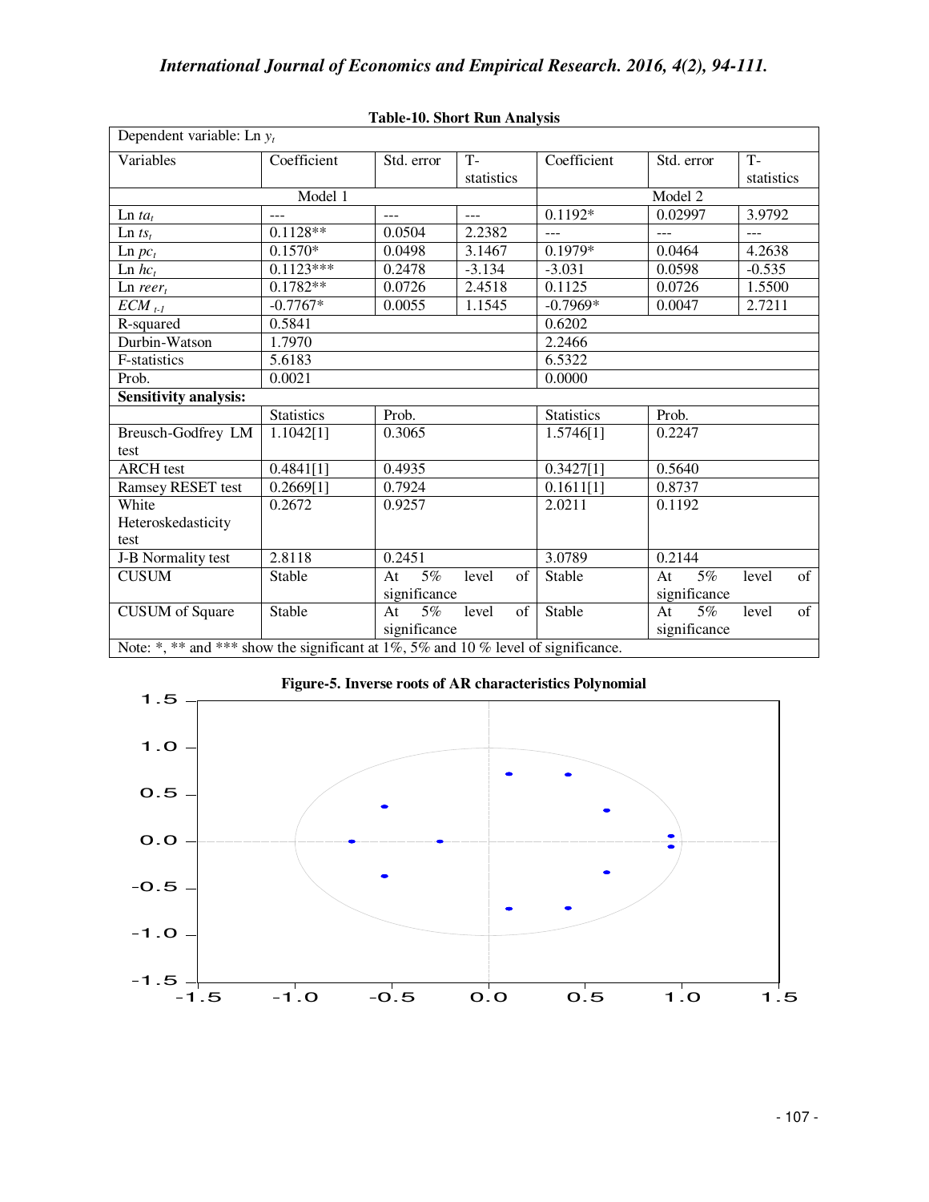**Table-10. Short Run Analysis**

| Dependent variable: Ln $y_t$ | | | | | | |
|---|---|---|---|---|---|---|
| Variables | Coefficient | Std. error | T-statistics | Coefficient | Std. error | T-statistics |
| | Model 1 | | | Model 2 | | |
| Ln $ta_t$ | --- | --- | --- | 0.1192* | 0.02997 | 3.9792 |
| Ln $ts_t$ | 0.1128** | 0.0504 | 2.2382 | --- | --- | --- |
| Ln $pc_t$ | 0.1570* | 0.0498 | 3.1467 | 0.1979* | 0.0464 | 4.2638 |
| Ln $hc_t$ | 0.1123*** | 0.2478 | -3.134 | -3.031 | 0.0598 | -0.535 |
| Ln $reer_t$ | 0.1782** | 0.0726 | 2.4518 | 0.1125 | 0.0726 | 1.5500 |
| $ECM_{t-1}$ | -0.7767* | 0.0055 | 1.1545 | -0.7969* | 0.0047 | 2.7211 |
| R-squared | 0.5841 | | | 0.6202 | | |
| Durbin-Watson | 1.7970 | | | 2.2466 | | |
| F-statistics | 5.6183 | | | 6.5322 | | |
| Prob. | 0.0021 | | | 0.0000 | | |
| **Sensitivity analysis:** | | | | | | |
| | Statistics | Prob. | | Statistics | Prob. | |
| Breusch-Godfrey LM test | 1.1042[1] | 0.3065 | | 1.5746[1] | 0.2247 | |
| ARCH test | 0.4841[1] | 0.4935 | | 0.3427[1] | 0.5640 | |
| Ramsey RESET test | 0.2669[1] | 0.7924 | | 0.1611[1] | 0.8737 | |
| White Heteroskedasticity test | 0.2672 | 0.9257 | | 2.0211 | 0.1192 | |
| J-B Normality test | 2.8118 | 0.2451 | | 3.0789 | 0.2144 | |
| CUSUM | Stable | At 5% level of significance | | Stable | At 5% level of significance | |
| CUSUM of Square | Stable | At 5% level of significance | | Stable | At 5% level of significance | |

Note: *, ** and *** show the significant at 1%, 5% and 10 % level of significance.

**Figure-5. Inverse roots of AR characteristics Polynomial**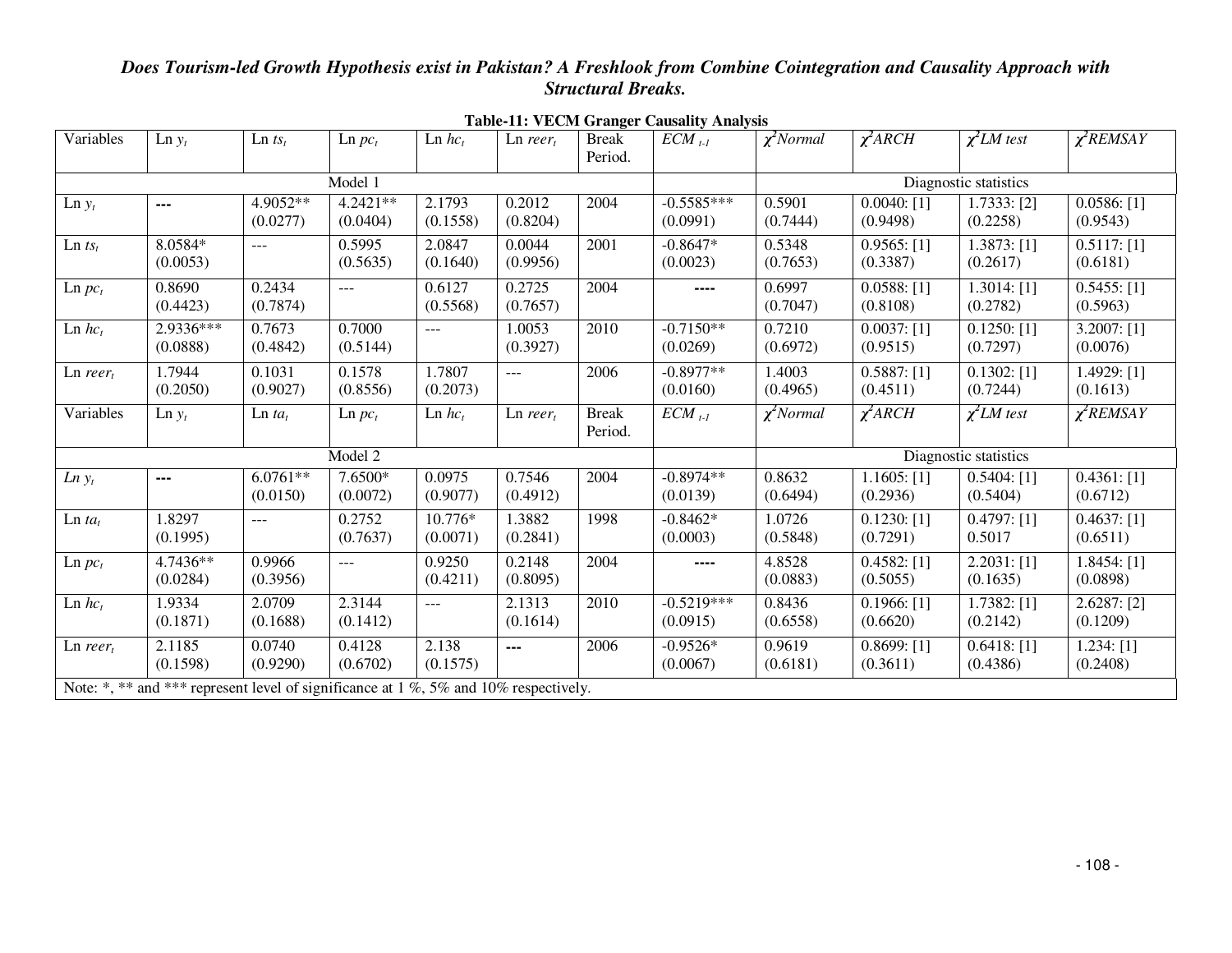**Table-11: VECM Granger Causality Analysis**

| Variables | $\ln y_t$ | $\ln ts_t$ | $\ln pc_t$ | $\ln hc_t$ | $\ln reer_t$ | Break Period. | $ECM_{t-1}$ | $\chi^2 Normal$ | $\chi^2 ARCH$ | $\chi^2 LM$ test | $\chi^2 REMSAY$ |
|---|---|---|---|---|---|---|---|---|---|---|---|
| Model 1 | | | | | | | | Diagnostic statistics | | | |
| $\ln y_t$ | --- | 4.9052** (0.0277) | 4.2421** (0.0404) | 2.1793 (0.1558) | 0.2012 (0.8204) | 2004 | -0.5585*** (0.0991) | 0.5901 (0.7444) | 0.0040: [1] (0.9498) | 1.7333: [2] (0.2258) | 0.0586: [1] (0.9543) |
| $\ln ts_t$ | 8.0584* (0.0053) | --- | 0.5995 (0.5635) | 2.0847 (0.1640) | 0.0044 (0.9956) | 2001 | -0.8647* (0.0023) | 0.5348 (0.7653) | 0.9565: [1] (0.3387) | 1.3873: [1] (0.2617) | 0.5117: [1] (0.6181) |
| $\ln pc_t$ | 0.8690 (0.4423) | 0.2434 (0.7874) | --- | 0.6127 (0.5568) | 0.2725 (0.7657) | 2004 | ---- | 0.6997 (0.7047) | 0.0588: [1] (0.8108) | 1.3014: [1] (0.2782) | 0.5455: [1] (0.5963) |
| $\ln hc_t$ | 2.9336*** (0.0888) | 0.7673 (0.4842) | 0.7000 (0.5144) | --- | 1.0053 (0.3927) | 2010 | -0.7150** (0.0269) | 0.7210 (0.6972) | 0.0037: [1] (0.9515) | 0.1250: [1] (0.7297) | 3.2007: [1] (0.0076) |
| $\ln reer_t$ | 1.7944 (0.2050) | 0.1031 (0.9027) | 0.1578 (0.8556) | 1.7807 (0.2073) | --- | 2006 | -0.8977** (0.0160) | 1.4003 (0.4965) | 0.5887: [1] (0.4511) | 0.1302: [1] (0.7244) | 1.4929: [1] (0.1613) |
| Variables | $\ln y_t$ | $\ln ta_t$ | $\ln pc_t$ | $\ln hc_t$ | $\ln reer_t$ | Break Period. | $ECM_{t-1}$ | $\chi^2 Normal$ | $\chi^2 ARCH$ | $\chi^2 LM$ test | $\chi^2 REMSAY$ |
| Model 2 | | | | | | | | Diagnostic statistics | | | |
| $\ln y_t$ | --- | 6.0761** (0.0150) | 7.6500* (0.0072) | 0.0975 (0.9077) | 0.7546 (0.4912) | 2004 | -0.8974** (0.0139) | 0.8632 (0.6494) | 1.1605: [1] (0.2936) | 0.5404: [1] (0.5404) | 0.4361: [1] (0.6712) |
| $\ln ta_t$ | 1.8297 (0.1995) | --- | 0.2752 (0.7637) | 10.776* (0.0071) | 1.3882 (0.2841) | 1998 | -0.8462* (0.0003) | 1.0726 (0.5848) | 0.1230: [1] (0.7291) | 0.4797: [1] 0.5017 | 0.4637: [1] (0.6511) |
| $\ln pc_t$ | 4.7436** (0.0284) | 0.9966 (0.3956) | --- | 0.9250 (0.4211) | 0.2148 (0.8095) | 2004 | ---- | 4.8528 (0.0883) | 0.4582: [1] (0.5055) | 2.2031: [1] (0.1635) | 1.8454: [1] (0.0898) |
| $\ln hc_t$ | 1.9334 (0.1871) | 2.0709 (0.1688) | 2.3144 (0.1412) | --- | 2.1313 (0.1614) | 2010 | -0.5219*** (0.0915) | 0.8436 (0.6558) | 0.1966: [1] (0.6620) | 1.7382: [1] (0.2142) | 2.6287: [2] (0.1209) |
| $\ln reer_t$ | 2.1185 (0.1598) | 0.0740 (0.9290) | 0.4128 (0.6702) | 2.138 (0.1575) | --- | 2006 | -0.9526* (0.0067) | 0.9619 (0.6181) | 0.8699: [1] (0.3611) | 0.6418: [1] (0.4386) | 1.234: [1] (0.2408) |

Note: *, ** and *** represent level of significance at 1 %, 5% and 10% respectively.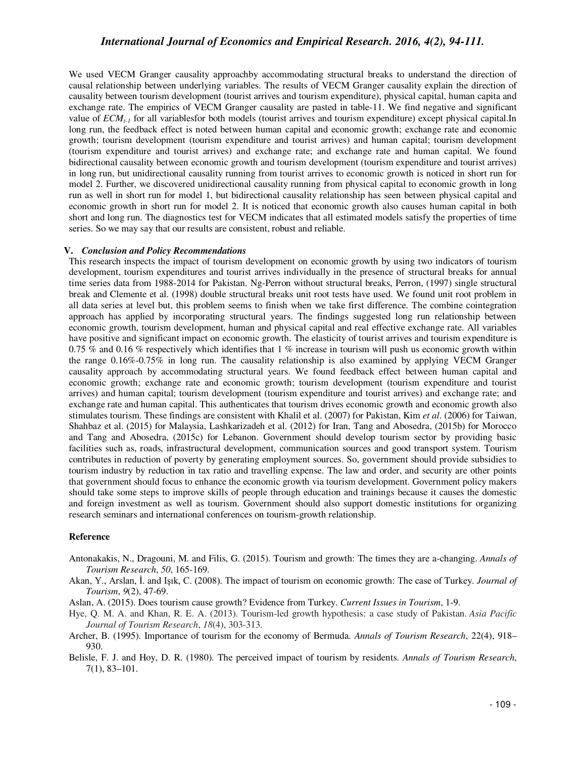We used VECM Granger causality approachby accommodating structural breaks to understand the direction of causal relationship between underlying variables. The results of VECM Granger causality explain the direction of causality between tourism development (tourist arrives and tourism expenditure), physical capital, human capita and exchange rate. The empirics of VECM Granger causality are pasted in table-11. We find negative and significant value of $ECM_{t-1}$ for all variablesfor both models (tourist arrives and tourism expenditure) except physical capital.In long run, the feedback effect is noted between human capital and economic growth; exchange rate and economic growth; tourism development (tourism expenditure and tourist arrives) and human capital; tourism development (tourism expenditure and tourist arrives) and exchange rate; and exchange rate and human capital. We found bidirectional causality between economic growth and tourism development (tourism expenditure and tourist arrives) in long run, but unidirectional causality running from tourist arrives to economic growth is noticed in short run for model 2. Further, we discovered unidirectional causality running from physical capital to economic growth in long run as well in short run for model 1, but bidirectional causality relationship has seen between physical capital and economic growth in short run for model 2. It is noticed that economic growth also causes human capital in both short and long run. The diagnostics test for VECM indicates that all estimated models satisfy the properties of time series. So we may say that our results are consistent, robust and reliable.

## V. *Conclusion and Policy Recommendations*

This research inspects the impact of tourism development on economic growth by using two indicators of tourism development, tourism expenditures and tourist arrives individually in the presence of structural breaks for annual time series data from 1988-2014 for Pakistan. Ng-Perron without structural breaks, Perron, (1997) single structural break and Clemente et al. (1998) double structural breaks unit root tests have used. We found unit root problem in all data series at level but, this problem seems to finish when we take first difference. The combine cointegration approach has applied by incorporating structural years. The findings suggested long run relationship between economic growth, tourism development, human and physical capital and real effective exchange rate. All variables have positive and significant impact on economic growth. The elasticity of tourist arrives and tourism expenditure is 0.75 % and 0.16 % respectively which identifies that 1 % increase in tourism will push us economic growth within the range 0.16%-0.75% in long run. The causality relationship is also examined by applying VECM Granger causality approach by accommodating structural years. We found feedback effect between human capital and economic growth; exchange rate and economic growth; tourism development (tourism expenditure and tourist arrives) and human capital; tourism development (tourism expenditure and tourist arrives) and exchange rate; and exchange rate and human capital. This authenticates that tourism drives economic growth and economic growth also stimulates tourism. These findings are consistent with Khalil et al. (2007) for Pakistan, Kim *et al*. (2006) for Taiwan, Shahbaz et al. (2015) for Malaysia, Lashkarizadeh et al. (2012) for Iran, Tang and Abosedra, (2015b) for Morocco and Tang and Abosedra, (2015c) for Lebanon. Government should develop tourism sector by providing basic facilities such as, roads, infrastructural development, communication sources and good transport system. Tourism contributes in reduction of poverty by generating employment sources. So, government should provide subsidies to tourism industry by reduction in tax ratio and travelling expense. The law and order, and security are other points that government should focus to enhance the economic growth via tourism development. Government policy makers should take some steps to improve skills of people through education and trainings because it causes the domestic and foreign investment as well as tourism. Government should also support domestic institutions for organizing research seminars and international conferences on tourism-growth relationship.

## Reference

Antonakakis, N., Dragouni, M. and Filis, G. (2015). Tourism and growth: The times they are a-changing. *Annals of Tourism Research*, *50*, 165-169.

Akan, Y., Arslan, İ. and Işık, C. (2008). The impact of tourism on economic growth: The case of Turkey. *Journal of Tourism*, *9*(2), 47-69.

Aslan, A. (2015). Does tourism cause growth? Evidence from Turkey. *Current Issues in Tourism*, 1-9.

Hye, Q. M. A. and Khan, R. E. A. (2013). Tourism-led growth hypothesis: a case study of Pakistan. *Asia Pacific Journal of Tourism Research*, *18*(4), 303-313.

Archer, B. (1995). Importance of tourism for the economy of Bermuda. *Annals of Tourism Research*, 22(4), 918–930.

Belisle, F. J. and Hoy, D. R. (1980). The perceived impact of tourism by residents. *Annals of Tourism Research*, 7(1), 83–101.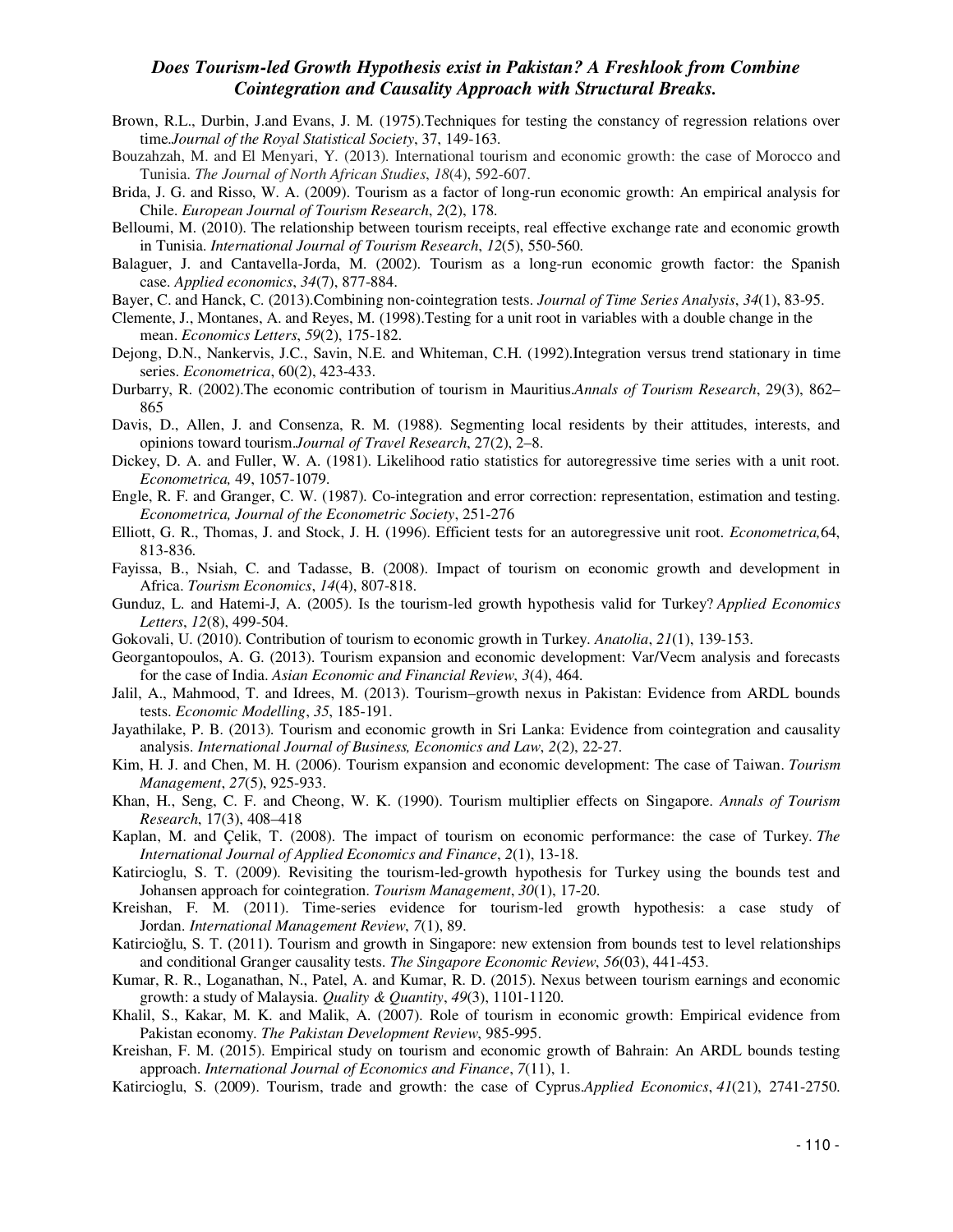Brown, R.L., Durbin, J.and Evans, J. M. (1975).Techniques for testing the constancy of regression relations over time.*Journal of the Royal Statistical Society*, 37, 149-163.

Bouzahzah, M. and El Menyari, Y. (2013). International tourism and economic growth: the case of Morocco and Tunisia. *The Journal of North African Studies*, *18*(4), 592-607.

Brida, J. G. and Risso, W. A. (2009). Tourism as a factor of long-run economic growth: An empirical analysis for Chile. *European Journal of Tourism Research*, *2*(2), 178.

Belloumi, M. (2010). The relationship between tourism receipts, real effective exchange rate and economic growth in Tunisia. *International Journal of Tourism Research*, *12*(5), 550-560.

Balaguer, J. and Cantavella-Jorda, M. (2002). Tourism as a long-run economic growth factor: the Spanish case. *Applied economics*, *34*(7), 877-884.

Bayer, C. and Hanck, C. (2013).Combining non-cointegration tests. *Journal of Time Series Analysis*, *34*(1), 83-95.

Clemente, J., Montanes, A. and Reyes, M. (1998).Testing for a unit root in variables with a double change in the mean. *Economics Letters*, *59*(2), 175-182.

Dejong, D.N., Nankervis, J.C., Savin, N.E. and Whiteman, C.H. (1992).Integration versus trend stationary in time series. *Econometrica*, 60(2), 423-433.

Durbarry, R. (2002).The economic contribution of tourism in Mauritius.*Annals of Tourism Research*, 29(3), 862–865

Davis, D., Allen, J. and Consenza, R. M. (1988). Segmenting local residents by their attitudes, interests, and opinions toward tourism.*Journal of Travel Research*, 27(2), 2–8.

Dickey, D. A. and Fuller, W. A. (1981). Likelihood ratio statistics for autoregressive time series with a unit root. *Econometrica,* 49, 1057-1079.

Engle, R. F. and Granger, C. W. (1987). Co-integration and error correction: representation, estimation and testing. *Econometrica, Journal of the Econometric Society*, 251-276

Elliott, G. R., Thomas, J. and Stock, J. H. (1996). Efficient tests for an autoregressive unit root. *Econometrica,*64, 813-836.

Fayissa, B., Nsiah, C. and Tadasse, B. (2008). Impact of tourism on economic growth and development in Africa. *Tourism Economics*, *14*(4), 807-818.

Gunduz, L. and Hatemi-J, A. (2005). Is the tourism-led growth hypothesis valid for Turkey? *Applied Economics Letters*, *12*(8), 499-504.

Gokovali, U. (2010). Contribution of tourism to economic growth in Turkey. *Anatolia*, *21*(1), 139-153.

Georgantopoulos, A. G. (2013). Tourism expansion and economic development: Var/Vecm analysis and forecasts for the case of India. *Asian Economic and Financial Review*, *3*(4), 464.

Jalil, A., Mahmood, T. and Idrees, M. (2013). Tourism–growth nexus in Pakistan: Evidence from ARDL bounds tests. *Economic Modelling*, *35*, 185-191.

Jayathilake, P. B. (2013). Tourism and economic growth in Sri Lanka: Evidence from cointegration and causality analysis. *International Journal of Business, Economics and Law*, *2*(2), 22-27.

Kim, H. J. and Chen, M. H. (2006). Tourism expansion and economic development: The case of Taiwan. *Tourism Management*, *27*(5), 925-933.

Khan, H., Seng, C. F. and Cheong, W. K. (1990). Tourism multiplier effects on Singapore. *Annals of Tourism Research*, 17(3), 408–418

Kaplan, M. and Çelik, T. (2008). The impact of tourism on economic performance: the case of Turkey. *The International Journal of Applied Economics and Finance*, *2*(1), 13-18.

Katircioglu, S. T. (2009). Revisiting the tourism-led-growth hypothesis for Turkey using the bounds test and Johansen approach for cointegration. *Tourism Management*, *30*(1), 17-20.

Kreishan, F. M. (2011). Time-series evidence for tourism-led growth hypothesis: a case study of Jordan. *International Management Review*, *7*(1), 89.

Katircioğlu, S. T. (2011). Tourism and growth in Singapore: new extension from bounds test to level relationships and conditional Granger causality tests. *The Singapore Economic Review*, *56*(03), 441-453.

Kumar, R. R., Loganathan, N., Patel, A. and Kumar, R. D. (2015). Nexus between tourism earnings and economic growth: a study of Malaysia. *Quality & Quantity*, *49*(3), 1101-1120.

Khalil, S., Kakar, M. K. and Malik, A. (2007). Role of tourism in economic growth: Empirical evidence from Pakistan economy. *The Pakistan Development Review*, 985-995.

Kreishan, F. M. (2015). Empirical study on tourism and economic growth of Bahrain: An ARDL bounds testing approach. *International Journal of Economics and Finance*, *7*(11), 1.

Katircioglu, S. (2009). Tourism, trade and growth: the case of Cyprus.*Applied Economics*, *41*(21), 2741-2750.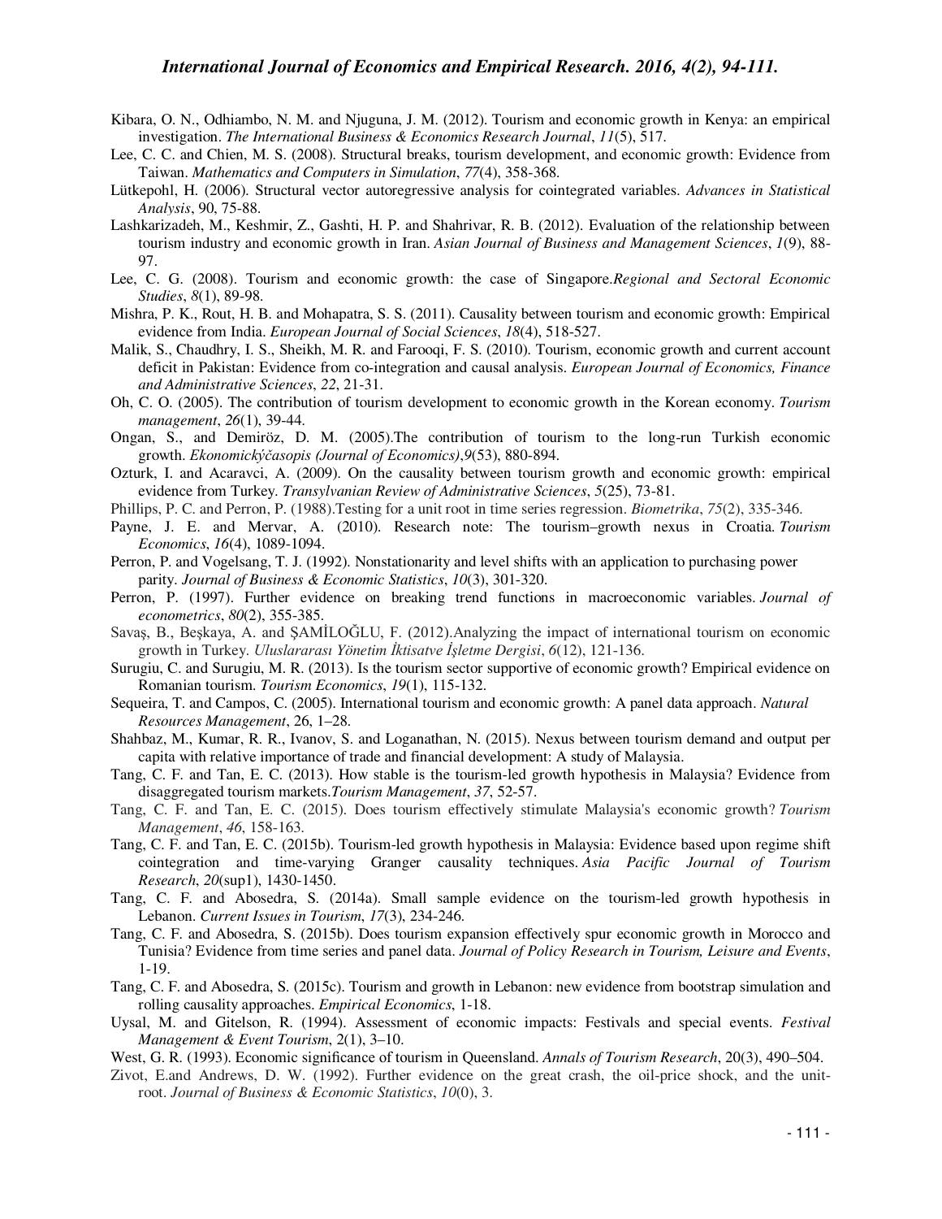Kibara, O. N., Odhiambo, N. M. and Njuguna, J. M. (2012). Tourism and economic growth in Kenya: an empirical investigation. *The International Business & Economics Research Journal*, *11*(5), 517.

Lee, C. C. and Chien, M. S. (2008). Structural breaks, tourism development, and economic growth: Evidence from Taiwan. *Mathematics and Computers in Simulation*, *77*(4), 358-368.

Lütkepohl, H. (2006). Structural vector autoregressive analysis for cointegrated variables. *Advances in Statistical Analysis*, 90, 75-88.

Lashkarizadeh, M., Keshmir, Z., Gashti, H. P. and Shahrivar, R. B. (2012). Evaluation of the relationship between tourism industry and economic growth in Iran. *Asian Journal of Business and Management Sciences*, *1*(9), 88-97.

Lee, C. G. (2008). Tourism and economic growth: the case of Singapore.*Regional and Sectoral Economic Studies*, *8*(1), 89-98.

Mishra, P. K., Rout, H. B. and Mohapatra, S. S. (2011). Causality between tourism and economic growth: Empirical evidence from India. *European Journal of Social Sciences*, *18*(4), 518-527.

Malik, S., Chaudhry, I. S., Sheikh, M. R. and Farooqi, F. S. (2010). Tourism, economic growth and current account deficit in Pakistan: Evidence from co-integration and causal analysis. *European Journal of Economics, Finance and Administrative Sciences*, *22*, 21-31.

Oh, C. O. (2005). The contribution of tourism development to economic growth in the Korean economy. *Tourism management*, *26*(1), 39-44.

Ongan, S., and Demiröz, D. M. (2005).The contribution of tourism to the long-run Turkish economic growth. *Ekonomickýčasopis (Journal of Economics)*,*9*(53), 880-894.

Ozturk, I. and Acaravci, A. (2009). On the causality between tourism growth and economic growth: empirical evidence from Turkey. *Transylvanian Review of Administrative Sciences*, *5*(25), 73-81.

Phillips, P. C. and Perron, P. (1988).Testing for a unit root in time series regression. *Biometrika*, *75*(2), 335-346.

Payne, J. E. and Mervar, A. (2010). Research note: The tourism–growth nexus in Croatia. *Tourism Economics*, *16*(4), 1089-1094.

Perron, P. and Vogelsang, T. J. (1992). Nonstationarity and level shifts with an application to purchasing power parity. *Journal of Business & Economic Statistics*, *10*(3), 301-320.

Perron, P. (1997). Further evidence on breaking trend functions in macroeconomic variables. *Journal of econometrics*, *80*(2), 355-385.

Savaş, B., Beşkaya, A. and ŞAMİLOĞLU, F. (2012).Analyzing the impact of international tourism on economic growth in Turkey. *Uluslararası Yönetim İktisatve İşletme Dergisi*, *6*(12), 121-136.

Surugiu, C. and Surugiu, M. R. (2013). Is the tourism sector supportive of economic growth? Empirical evidence on Romanian tourism. *Tourism Economics*, *19*(1), 115-132.

Sequeira, T. and Campos, C. (2005). International tourism and economic growth: A panel data approach. *Natural Resources Management*, 26, 1–28.

Shahbaz, M., Kumar, R. R., Ivanov, S. and Loganathan, N. (2015). Nexus between tourism demand and output per capita with relative importance of trade and financial development: A study of Malaysia.

Tang, C. F. and Tan, E. C. (2013). How stable is the tourism-led growth hypothesis in Malaysia? Evidence from disaggregated tourism markets.*Tourism Management*, *37*, 52-57.

Tang, C. F. and Tan, E. C. (2015). Does tourism effectively stimulate Malaysia's economic growth? *Tourism Management*, *46*, 158-163.

Tang, C. F. and Tan, E. C. (2015b). Tourism-led growth hypothesis in Malaysia: Evidence based upon regime shift cointegration and time-varying Granger causality techniques. *Asia Pacific Journal of Tourism Research*, *20*(sup1), 1430-1450.

Tang, C. F. and Abosedra, S. (2014a). Small sample evidence on the tourism-led growth hypothesis in Lebanon. *Current Issues in Tourism*, *17*(3), 234-246.

Tang, C. F. and Abosedra, S. (2015b). Does tourism expansion effectively spur economic growth in Morocco and Tunisia? Evidence from time series and panel data. *Journal of Policy Research in Tourism, Leisure and Events*, 1-19.

Tang, C. F. and Abosedra, S. (2015c). Tourism and growth in Lebanon: new evidence from bootstrap simulation and rolling causality approaches. *Empirical Economics*, 1-18.

Uysal, M. and Gitelson, R. (1994). Assessment of economic impacts: Festivals and special events. *Festival Management & Event Tourism*, 2(1), 3–10.

West, G. R. (1993). Economic significance of tourism in Queensland. *Annals of Tourism Research*, 20(3), 490–504.

Zivot, E.and Andrews, D. W. (1992). Further evidence on the great crash, the oil-price shock, and the unit-root. *Journal of Business & Economic Statistics*, *10*(0), 3.